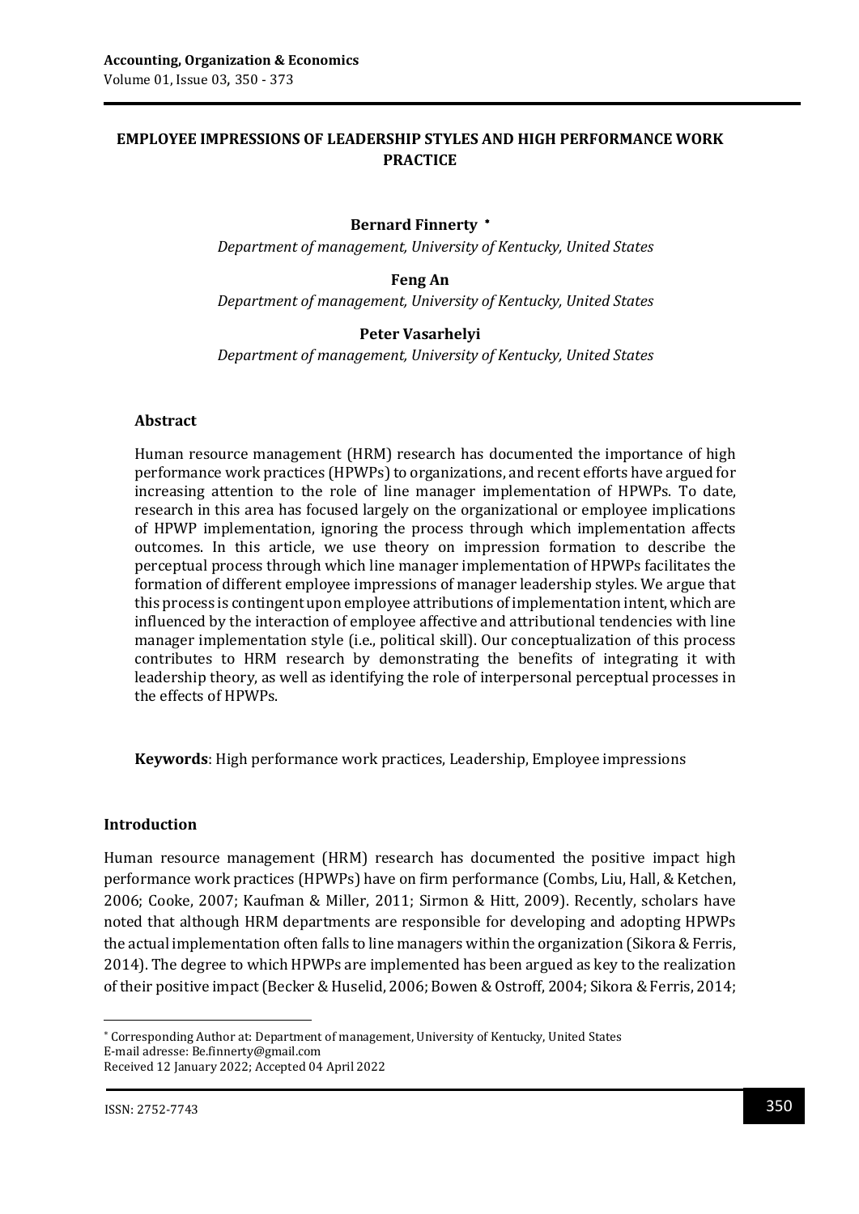# EMPLOYEE IMPRESSIONS OF LEADERSHIP STYLES AND HIGH PERFORMANCE WORK PRACTICE

**Bernard Finnerty** *

*Department of management, University of Kentucky, United States*

**Feng An**

*Department of management, University of Kentucky, United States*

**Peter Vasarhelyi**

*Department of management, University of Kentucky, United States*

### Abstract

Human resource management (HRM) research has documented the importance of high performance work practices (HPWPs) to organizations, and recent efforts have argued for increasing attention to the role of line manager implementation of HPWPs. To date, research in this area has focused largely on the organizational or employee implications of HPWP implementation, ignoring the process through which implementation affects outcomes. In this article, we use theory on impression formation to describe the perceptual process through which line manager implementation of HPWPs facilitates the formation of different employee impressions of manager leadership styles. We argue that this process is contingent upon employee attributions of implementation intent, which are influenced by the interaction of employee affective and attributional tendencies with line manager implementation style (i.e., political skill). Our conceptualization of this process contributes to HRM research by demonstrating the benefits of integrating it with leadership theory, as well as identifying the role of interpersonal perceptual processes in the effects of HPWPs.

**Keywords**: High performance work practices, Leadership, Employee impressions

### Introduction

Human resource management (HRM) research has documented the positive impact high performance work practices (HPWPs) have on firm performance (Combs, Liu, Hall, & Ketchen, 2006; Cooke, 2007; Kaufman & Miller, 2011; Sirmon & Hitt, 2009). Recently, scholars have noted that although HRM departments are responsible for developing and adopting HPWPs the actual implementation often falls to line managers within the organization (Sikora & Ferris, 2014). The degree to which HPWPs are implemented has been argued as key to the realization of their positive impact (Becker & Huselid, 2006; Bowen & Ostroff, 2004; Sikora & Ferris, 2014;

* Corresponding Author at: Department of management, University of Kentucky, United States
E-mail adresse: Be.finnerty@gmail.com
Received 12 January 2022; Accepted 04 April 2022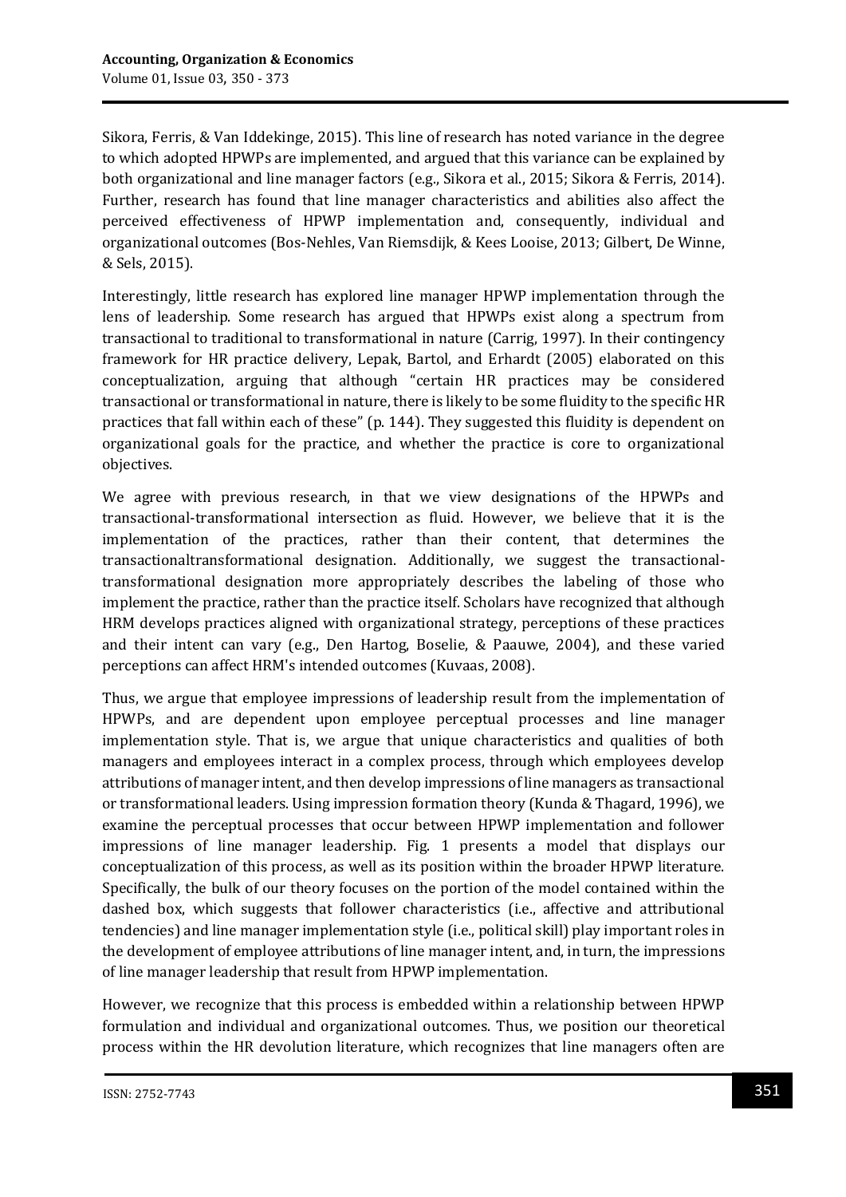Sikora, Ferris, & Van Iddekinge, 2015). This line of research has noted variance in the degree to which adopted HPWPs are implemented, and argued that this variance can be explained by both organizational and line manager factors (e.g., Sikora et al., 2015; Sikora & Ferris, 2014). Further, research has found that line manager characteristics and abilities also affect the perceived effectiveness of HPWP implementation and, consequently, individual and organizational outcomes (Bos-Nehles, Van Riemsdijk, & Kees Looise, 2013; Gilbert, De Winne, & Sels, 2015).

Interestingly, little research has explored line manager HPWP implementation through the lens of leadership. Some research has argued that HPWPs exist along a spectrum from transactional to traditional to transformational in nature (Carrig, 1997). In their contingency framework for HR practice delivery, Lepak, Bartol, and Erhardt (2005) elaborated on this conceptualization, arguing that although "certain HR practices may be considered transactional or transformational in nature, there is likely to be some fluidity to the specific HR practices that fall within each of these" (p. 144). They suggested this fluidity is dependent on organizational goals for the practice, and whether the practice is core to organizational objectives.

We agree with previous research, in that we view designations of the HPWPs and transactional-transformational intersection as fluid. However, we believe that it is the implementation of the practices, rather than their content, that determines the transactionaltransformational designation. Additionally, we suggest the transactional-transformational designation more appropriately describes the labeling of those who implement the practice, rather than the practice itself. Scholars have recognized that although HRM develops practices aligned with organizational strategy, perceptions of these practices and their intent can vary (e.g., Den Hartog, Boselie, & Paauwe, 2004), and these varied perceptions can affect HRM's intended outcomes (Kuvaas, 2008).

Thus, we argue that employee impressions of leadership result from the implementation of HPWPs, and are dependent upon employee perceptual processes and line manager implementation style. That is, we argue that unique characteristics and qualities of both managers and employees interact in a complex process, through which employees develop attributions of manager intent, and then develop impressions of line managers as transactional or transformational leaders. Using impression formation theory (Kunda & Thagard, 1996), we examine the perceptual processes that occur between HPWP implementation and follower impressions of line manager leadership. Fig. 1 presents a model that displays our conceptualization of this process, as well as its position within the broader HPWP literature. Specifically, the bulk of our theory focuses on the portion of the model contained within the dashed box, which suggests that follower characteristics (i.e., affective and attributional tendencies) and line manager implementation style (i.e., political skill) play important roles in the development of employee attributions of line manager intent, and, in turn, the impressions of line manager leadership that result from HPWP implementation.

However, we recognize that this process is embedded within a relationship between HPWP formulation and individual and organizational outcomes. Thus, we position our theoretical process within the HR devolution literature, which recognizes that line managers often are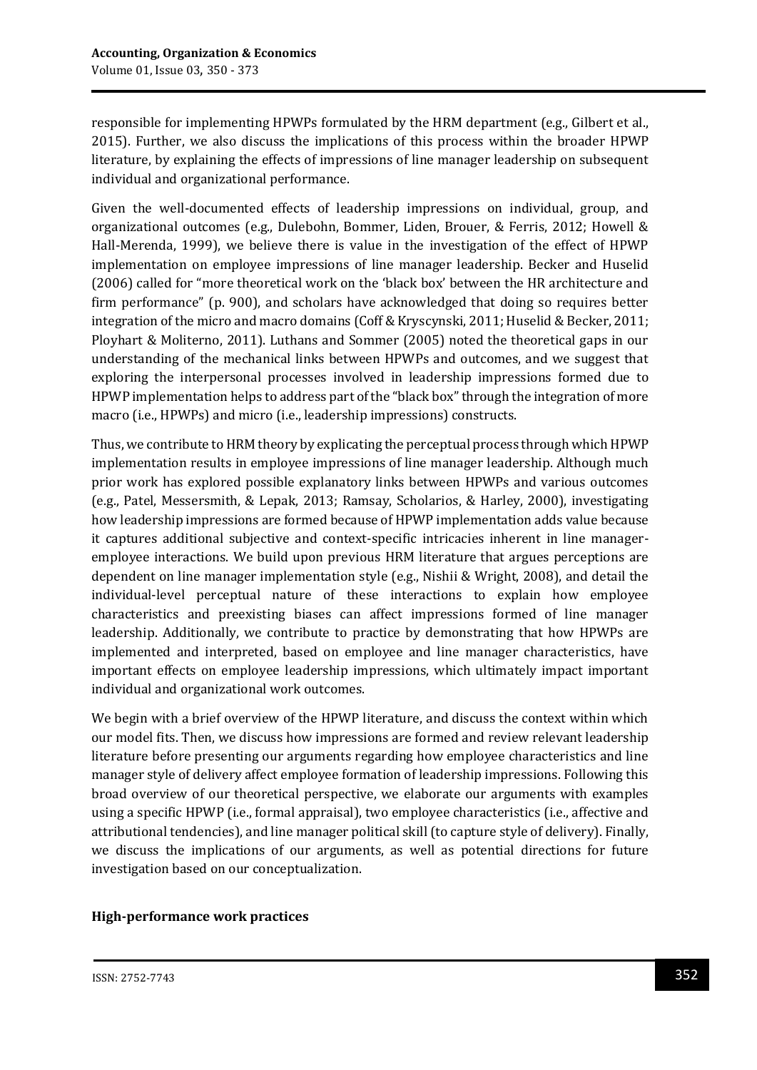responsible for implementing HPWPs formulated by the HRM department (e.g., Gilbert et al., 2015). Further, we also discuss the implications of this process within the broader HPWP literature, by explaining the effects of impressions of line manager leadership on subsequent individual and organizational performance.

Given the well-documented effects of leadership impressions on individual, group, and organizational outcomes (e.g., Dulebohn, Bommer, Liden, Brouer, & Ferris, 2012; Howell & Hall-Merenda, 1999), we believe there is value in the investigation of the effect of HPWP implementation on employee impressions of line manager leadership. Becker and Huselid (2006) called for "more theoretical work on the 'black box' between the HR architecture and firm performance" (p. 900), and scholars have acknowledged that doing so requires better integration of the micro and macro domains (Coff & Kryscynski, 2011; Huselid & Becker, 2011; Ployhart & Moliterno, 2011). Luthans and Sommer (2005) noted the theoretical gaps in our understanding of the mechanical links between HPWPs and outcomes, and we suggest that exploring the interpersonal processes involved in leadership impressions formed due to HPWP implementation helps to address part of the "black box" through the integration of more macro (i.e., HPWPs) and micro (i.e., leadership impressions) constructs.

Thus, we contribute to HRM theory by explicating the perceptual process through which HPWP implementation results in employee impressions of line manager leadership. Although much prior work has explored possible explanatory links between HPWPs and various outcomes (e.g., Patel, Messersmith, & Lepak, 2013; Ramsay, Scholarios, & Harley, 2000), investigating how leadership impressions are formed because of HPWP implementation adds value because it captures additional subjective and context-specific intricacies inherent in line manager-employee interactions. We build upon previous HRM literature that argues perceptions are dependent on line manager implementation style (e.g., Nishii & Wright, 2008), and detail the individual-level perceptual nature of these interactions to explain how employee characteristics and preexisting biases can affect impressions formed of line manager leadership. Additionally, we contribute to practice by demonstrating that how HPWPs are implemented and interpreted, based on employee and line manager characteristics, have important effects on employee leadership impressions, which ultimately impact important individual and organizational work outcomes.

We begin with a brief overview of the HPWP literature, and discuss the context within which our model fits. Then, we discuss how impressions are formed and review relevant leadership literature before presenting our arguments regarding how employee characteristics and line manager style of delivery affect employee formation of leadership impressions. Following this broad overview of our theoretical perspective, we elaborate our arguments with examples using a specific HPWP (i.e., formal appraisal), two employee characteristics (i.e., affective and attributional tendencies), and line manager political skill (to capture style of delivery). Finally, we discuss the implications of our arguments, as well as potential directions for future investigation based on our conceptualization.

## High-performance work practices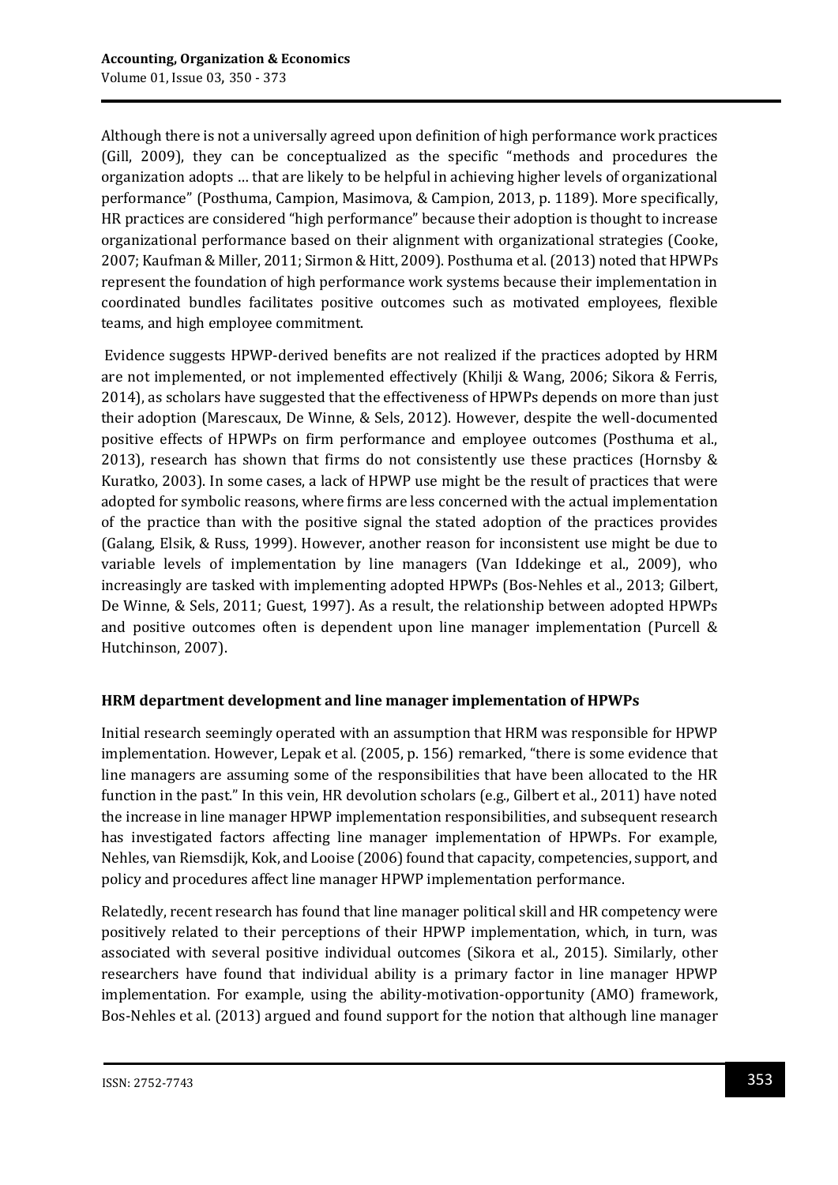Although there is not a universally agreed upon definition of high performance work practices (Gill, 2009), they can be conceptualized as the specific "methods and procedures the organization adopts … that are likely to be helpful in achieving higher levels of organizational performance" (Posthuma, Campion, Masimova, & Campion, 2013, p. 1189). More specifically, HR practices are considered "high performance" because their adoption is thought to increase organizational performance based on their alignment with organizational strategies (Cooke, 2007; Kaufman & Miller, 2011; Sirmon & Hitt, 2009). Posthuma et al. (2013) noted that HPWPs represent the foundation of high performance work systems because their implementation in coordinated bundles facilitates positive outcomes such as motivated employees, flexible teams, and high employee commitment.

Evidence suggests HPWP-derived benefits are not realized if the practices adopted by HRM are not implemented, or not implemented effectively (Khilji & Wang, 2006; Sikora & Ferris, 2014), as scholars have suggested that the effectiveness of HPWPs depends on more than just their adoption (Marescaux, De Winne, & Sels, 2012). However, despite the well-documented positive effects of HPWPs on firm performance and employee outcomes (Posthuma et al., 2013), research has shown that firms do not consistently use these practices (Hornsby & Kuratko, 2003). In some cases, a lack of HPWP use might be the result of practices that were adopted for symbolic reasons, where firms are less concerned with the actual implementation of the practice than with the positive signal the stated adoption of the practices provides (Galang, Elsik, & Russ, 1999). However, another reason for inconsistent use might be due to variable levels of implementation by line managers (Van Iddekinge et al., 2009), who increasingly are tasked with implementing adopted HPWPs (Bos-Nehles et al., 2013; Gilbert, De Winne, & Sels, 2011; Guest, 1997). As a result, the relationship between adopted HPWPs and positive outcomes often is dependent upon line manager implementation (Purcell & Hutchinson, 2007).

### HRM department development and line manager implementation of HPWPs

Initial research seemingly operated with an assumption that HRM was responsible for HPWP implementation. However, Lepak et al. (2005, p. 156) remarked, "there is some evidence that line managers are assuming some of the responsibilities that have been allocated to the HR function in the past." In this vein, HR devolution scholars (e.g., Gilbert et al., 2011) have noted the increase in line manager HPWP implementation responsibilities, and subsequent research has investigated factors affecting line manager implementation of HPWPs. For example, Nehles, van Riemsdijk, Kok, and Looise (2006) found that capacity, competencies, support, and policy and procedures affect line manager HPWP implementation performance.

Relatedly, recent research has found that line manager political skill and HR competency were positively related to their perceptions of their HPWP implementation, which, in turn, was associated with several positive individual outcomes (Sikora et al., 2015). Similarly, other researchers have found that individual ability is a primary factor in line manager HPWP implementation. For example, using the ability-motivation-opportunity (AMO) framework, Bos-Nehles et al. (2013) argued and found support for the notion that although line manager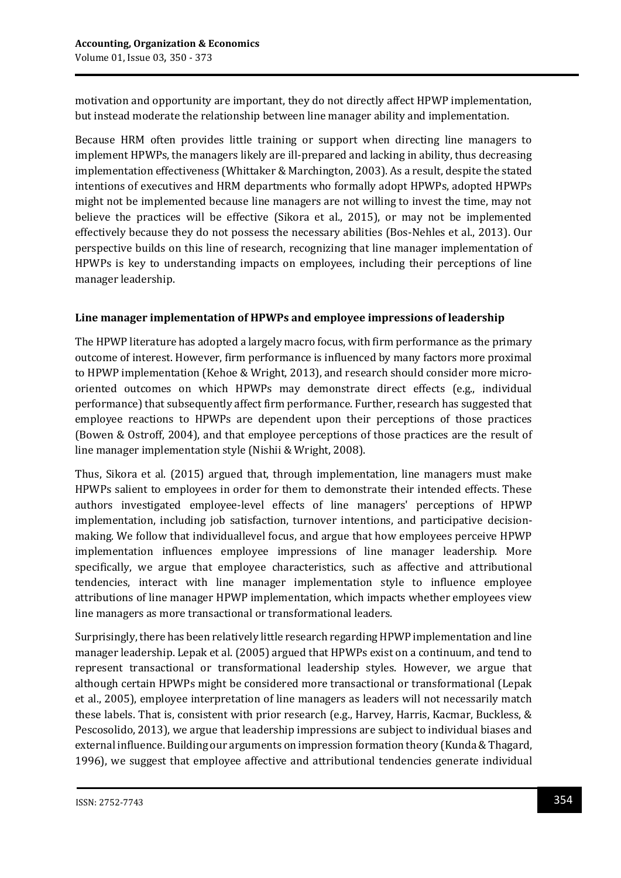motivation and opportunity are important, they do not directly affect HPWP implementation, but instead moderate the relationship between line manager ability and implementation.

Because HRM often provides little training or support when directing line managers to implement HPWPs, the managers likely are ill-prepared and lacking in ability, thus decreasing implementation effectiveness (Whittaker & Marchington, 2003). As a result, despite the stated intentions of executives and HRM departments who formally adopt HPWPs, adopted HPWPs might not be implemented because line managers are not willing to invest the time, may not believe the practices will be effective (Sikora et al., 2015), or may not be implemented effectively because they do not possess the necessary abilities (Bos-Nehles et al., 2013). Our perspective builds on this line of research, recognizing that line manager implementation of HPWPs is key to understanding impacts on employees, including their perceptions of line manager leadership.

### Line manager implementation of HPWPs and employee impressions of leadership

The HPWP literature has adopted a largely macro focus, with firm performance as the primary outcome of interest. However, firm performance is influenced by many factors more proximal to HPWP implementation (Kehoe & Wright, 2013), and research should consider more micro-oriented outcomes on which HPWPs may demonstrate direct effects (e.g., individual performance) that subsequently affect firm performance. Further, research has suggested that employee reactions to HPWPs are dependent upon their perceptions of those practices (Bowen & Ostroff, 2004), and that employee perceptions of those practices are the result of line manager implementation style (Nishii & Wright, 2008).

Thus, Sikora et al. (2015) argued that, through implementation, line managers must make HPWPs salient to employees in order for them to demonstrate their intended effects. These authors investigated employee-level effects of line managers' perceptions of HPWP implementation, including job satisfaction, turnover intentions, and participative decision-making. We follow that individuallevel focus, and argue that how employees perceive HPWP implementation influences employee impressions of line manager leadership. More specifically, we argue that employee characteristics, such as affective and attributional tendencies, interact with line manager implementation style to influence employee attributions of line manager HPWP implementation, which impacts whether employees view line managers as more transactional or transformational leaders.

Surprisingly, there has been relatively little research regarding HPWP implementation and line manager leadership. Lepak et al. (2005) argued that HPWPs exist on a continuum, and tend to represent transactional or transformational leadership styles. However, we argue that although certain HPWPs might be considered more transactional or transformational (Lepak et al., 2005), employee interpretation of line managers as leaders will not necessarily match these labels. That is, consistent with prior research (e.g., Harvey, Harris, Kacmar, Buckless, & Pescosolido, 2013), we argue that leadership impressions are subject to individual biases and external influence. Building our arguments on impression formation theory (Kunda & Thagard, 1996), we suggest that employee affective and attributional tendencies generate individual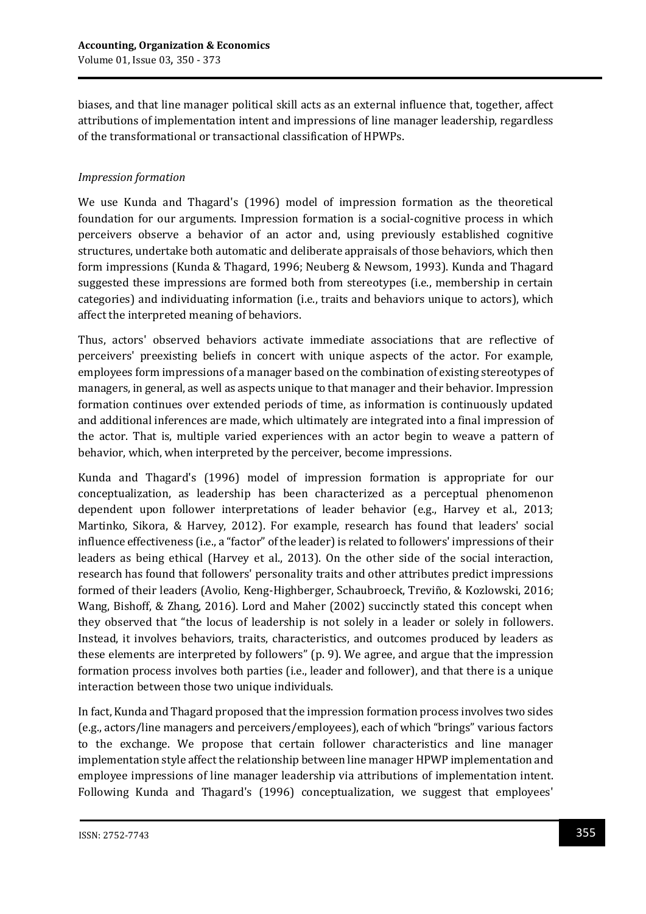biases, and that line manager political skill acts as an external influence that, together, affect attributions of implementation intent and impressions of line manager leadership, regardless of the transformational or transactional classification of HPWPs.

*Impression formation*

We use Kunda and Thagard's (1996) model of impression formation as the theoretical foundation for our arguments. Impression formation is a social-cognitive process in which perceivers observe a behavior of an actor and, using previously established cognitive structures, undertake both automatic and deliberate appraisals of those behaviors, which then form impressions (Kunda & Thagard, 1996; Neuberg & Newsom, 1993). Kunda and Thagard suggested these impressions are formed both from stereotypes (i.e., membership in certain categories) and individuating information (i.e., traits and behaviors unique to actors), which affect the interpreted meaning of behaviors.

Thus, actors' observed behaviors activate immediate associations that are reflective of perceivers' preexisting beliefs in concert with unique aspects of the actor. For example, employees form impressions of a manager based on the combination of existing stereotypes of managers, in general, as well as aspects unique to that manager and their behavior. Impression formation continues over extended periods of time, as information is continuously updated and additional inferences are made, which ultimately are integrated into a final impression of the actor. That is, multiple varied experiences with an actor begin to weave a pattern of behavior, which, when interpreted by the perceiver, become impressions.

Kunda and Thagard's (1996) model of impression formation is appropriate for our conceptualization, as leadership has been characterized as a perceptual phenomenon dependent upon follower interpretations of leader behavior (e.g., Harvey et al., 2013; Martinko, Sikora, & Harvey, 2012). For example, research has found that leaders' social influence effectiveness (i.e., a "factor" of the leader) is related to followers' impressions of their leaders as being ethical (Harvey et al., 2013). On the other side of the social interaction, research has found that followers' personality traits and other attributes predict impressions formed of their leaders (Avolio, Keng-Highberger, Schaubroeck, Treviño, & Kozlowski, 2016; Wang, Bishoff, & Zhang, 2016). Lord and Maher (2002) succinctly stated this concept when they observed that "the locus of leadership is not solely in a leader or solely in followers. Instead, it involves behaviors, traits, characteristics, and outcomes produced by leaders as these elements are interpreted by followers" (p. 9). We agree, and argue that the impression formation process involves both parties (i.e., leader and follower), and that there is a unique interaction between those two unique individuals.

In fact, Kunda and Thagard proposed that the impression formation process involves two sides (e.g., actors/line managers and perceivers/employees), each of which "brings" various factors to the exchange. We propose that certain follower characteristics and line manager implementation style affect the relationship between line manager HPWP implementation and employee impressions of line manager leadership via attributions of implementation intent. Following Kunda and Thagard's (1996) conceptualization, we suggest that employees'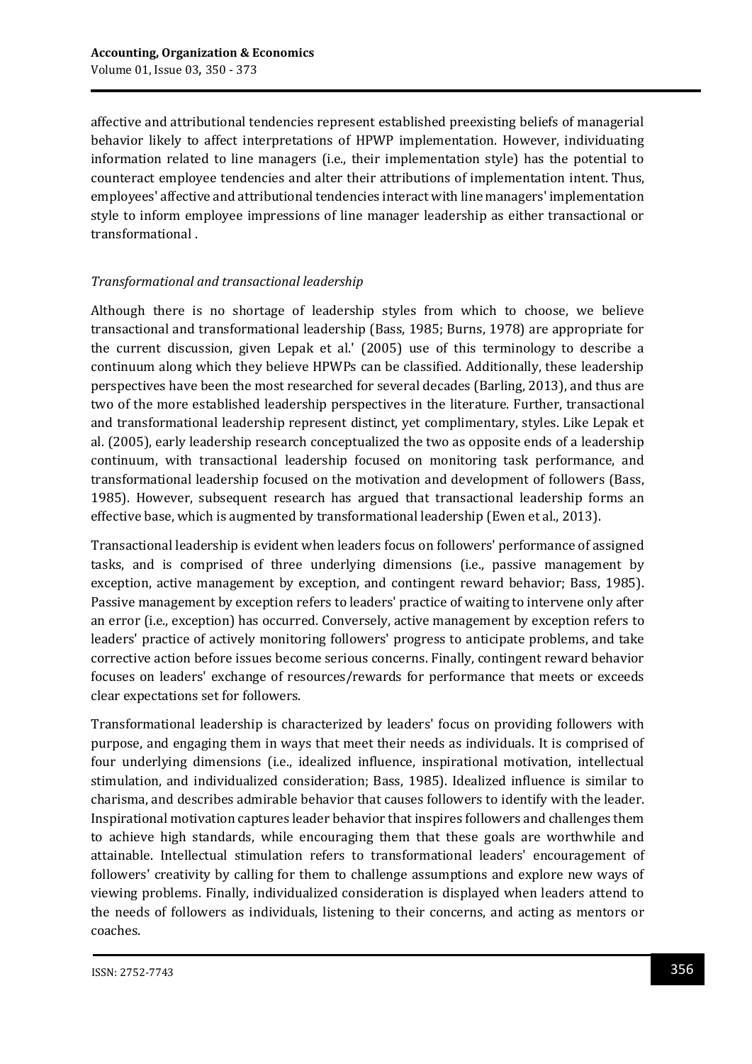affective and attributional tendencies represent established preexisting beliefs of managerial behavior likely to affect interpretations of HPWP implementation. However, individuating information related to line managers (i.e., their implementation style) has the potential to counteract employee tendencies and alter their attributions of implementation intent. Thus, employees' affective and attributional tendencies interact with line managers' implementation style to inform employee impressions of line manager leadership as either transactional or transformational .

*Transformational and transactional leadership*

Although there is no shortage of leadership styles from which to choose, we believe transactional and transformational leadership (Bass, 1985; Burns, 1978) are appropriate for the current discussion, given Lepak et al.' (2005) use of this terminology to describe a continuum along which they believe HPWPs can be classified. Additionally, these leadership perspectives have been the most researched for several decades (Barling, 2013), and thus are two of the more established leadership perspectives in the literature. Further, transactional and transformational leadership represent distinct, yet complimentary, styles. Like Lepak et al. (2005), early leadership research conceptualized the two as opposite ends of a leadership continuum, with transactional leadership focused on monitoring task performance, and transformational leadership focused on the motivation and development of followers (Bass, 1985). However, subsequent research has argued that transactional leadership forms an effective base, which is augmented by transformational leadership (Ewen et al., 2013).

Transactional leadership is evident when leaders focus on followers' performance of assigned tasks, and is comprised of three underlying dimensions (i.e., passive management by exception, active management by exception, and contingent reward behavior; Bass, 1985). Passive management by exception refers to leaders' practice of waiting to intervene only after an error (i.e., exception) has occurred. Conversely, active management by exception refers to leaders' practice of actively monitoring followers' progress to anticipate problems, and take corrective action before issues become serious concerns. Finally, contingent reward behavior focuses on leaders' exchange of resources/rewards for performance that meets or exceeds clear expectations set for followers.

Transformational leadership is characterized by leaders' focus on providing followers with purpose, and engaging them in ways that meet their needs as individuals. It is comprised of four underlying dimensions (i.e., idealized influence, inspirational motivation, intellectual stimulation, and individualized consideration; Bass, 1985). Idealized influence is similar to charisma, and describes admirable behavior that causes followers to identify with the leader. Inspirational motivation captures leader behavior that inspires followers and challenges them to achieve high standards, while encouraging them that these goals are worthwhile and attainable. Intellectual stimulation refers to transformational leaders' encouragement of followers' creativity by calling for them to challenge assumptions and explore new ways of viewing problems. Finally, individualized consideration is displayed when leaders attend to the needs of followers as individuals, listening to their concerns, and acting as mentors or coaches.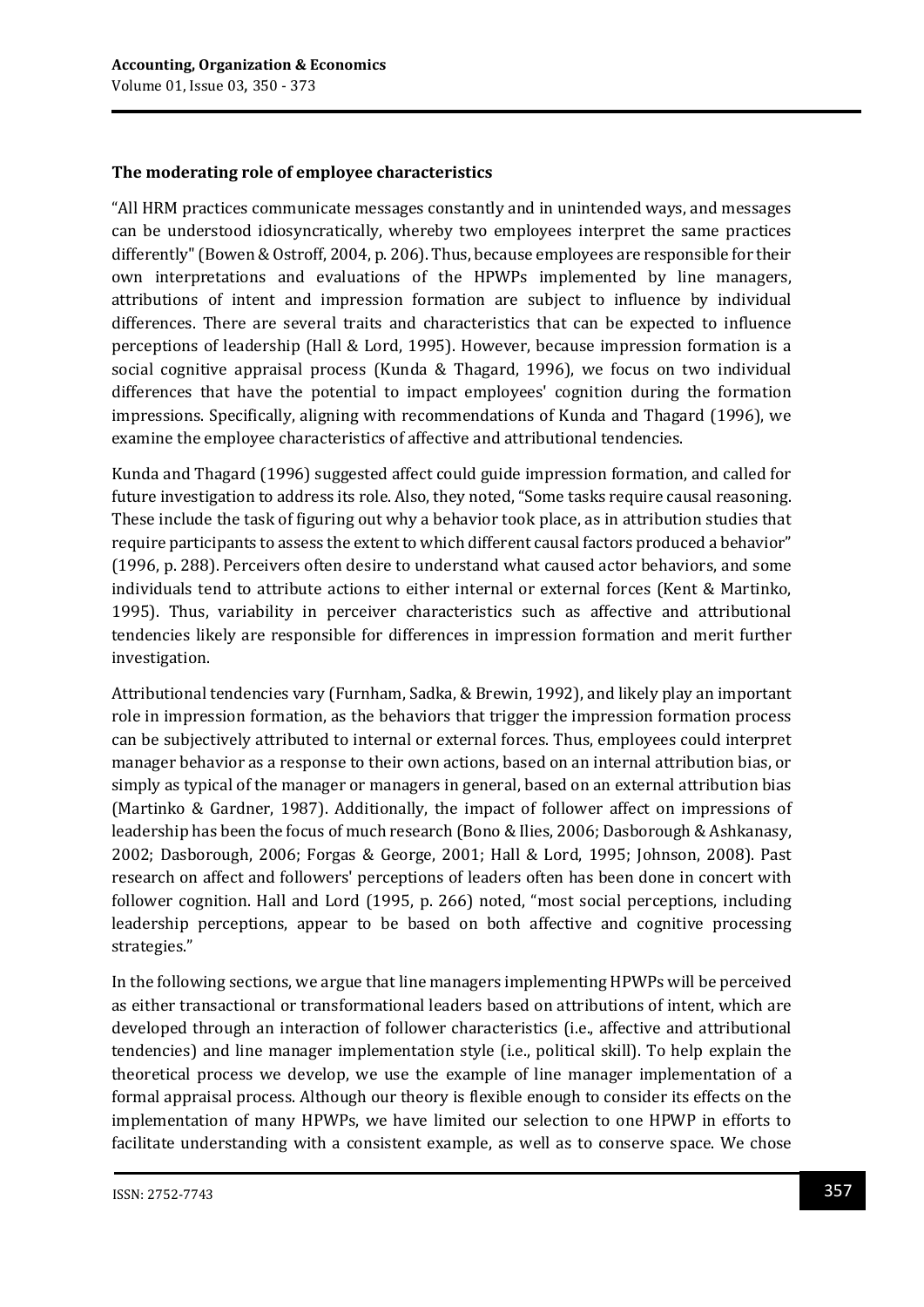### The moderating role of employee characteristics

"All HRM practices communicate messages constantly and in unintended ways, and messages can be understood idiosyncratically, whereby two employees interpret the same practices differently" (Bowen & Ostroff, 2004, p. 206). Thus, because employees are responsible for their own interpretations and evaluations of the HPWPs implemented by line managers, attributions of intent and impression formation are subject to influence by individual differences. There are several traits and characteristics that can be expected to influence perceptions of leadership (Hall & Lord, 1995). However, because impression formation is a social cognitive appraisal process (Kunda & Thagard, 1996), we focus on two individual differences that have the potential to impact employees' cognition during the formation impressions. Specifically, aligning with recommendations of Kunda and Thagard (1996), we examine the employee characteristics of affective and attributional tendencies.

Kunda and Thagard (1996) suggested affect could guide impression formation, and called for future investigation to address its role. Also, they noted, "Some tasks require causal reasoning. These include the task of figuring out why a behavior took place, as in attribution studies that require participants to assess the extent to which different causal factors produced a behavior" (1996, p. 288). Perceivers often desire to understand what caused actor behaviors, and some individuals tend to attribute actions to either internal or external forces (Kent & Martinko, 1995). Thus, variability in perceiver characteristics such as affective and attributional tendencies likely are responsible for differences in impression formation and merit further investigation.

Attributional tendencies vary (Furnham, Sadka, & Brewin, 1992), and likely play an important role in impression formation, as the behaviors that trigger the impression formation process can be subjectively attributed to internal or external forces. Thus, employees could interpret manager behavior as a response to their own actions, based on an internal attribution bias, or simply as typical of the manager or managers in general, based on an external attribution bias (Martinko & Gardner, 1987). Additionally, the impact of follower affect on impressions of leadership has been the focus of much research (Bono & Ilies, 2006; Dasborough & Ashkanasy, 2002; Dasborough, 2006; Forgas & George, 2001; Hall & Lord, 1995; Johnson, 2008). Past research on affect and followers' perceptions of leaders often has been done in concert with follower cognition. Hall and Lord (1995, p. 266) noted, "most social perceptions, including leadership perceptions, appear to be based on both affective and cognitive processing strategies."

In the following sections, we argue that line managers implementing HPWPs will be perceived as either transactional or transformational leaders based on attributions of intent, which are developed through an interaction of follower characteristics (i.e., affective and attributional tendencies) and line manager implementation style (i.e., political skill). To help explain the theoretical process we develop, we use the example of line manager implementation of a formal appraisal process. Although our theory is flexible enough to consider its effects on the implementation of many HPWPs, we have limited our selection to one HPWP in efforts to facilitate understanding with a consistent example, as well as to conserve space. We chose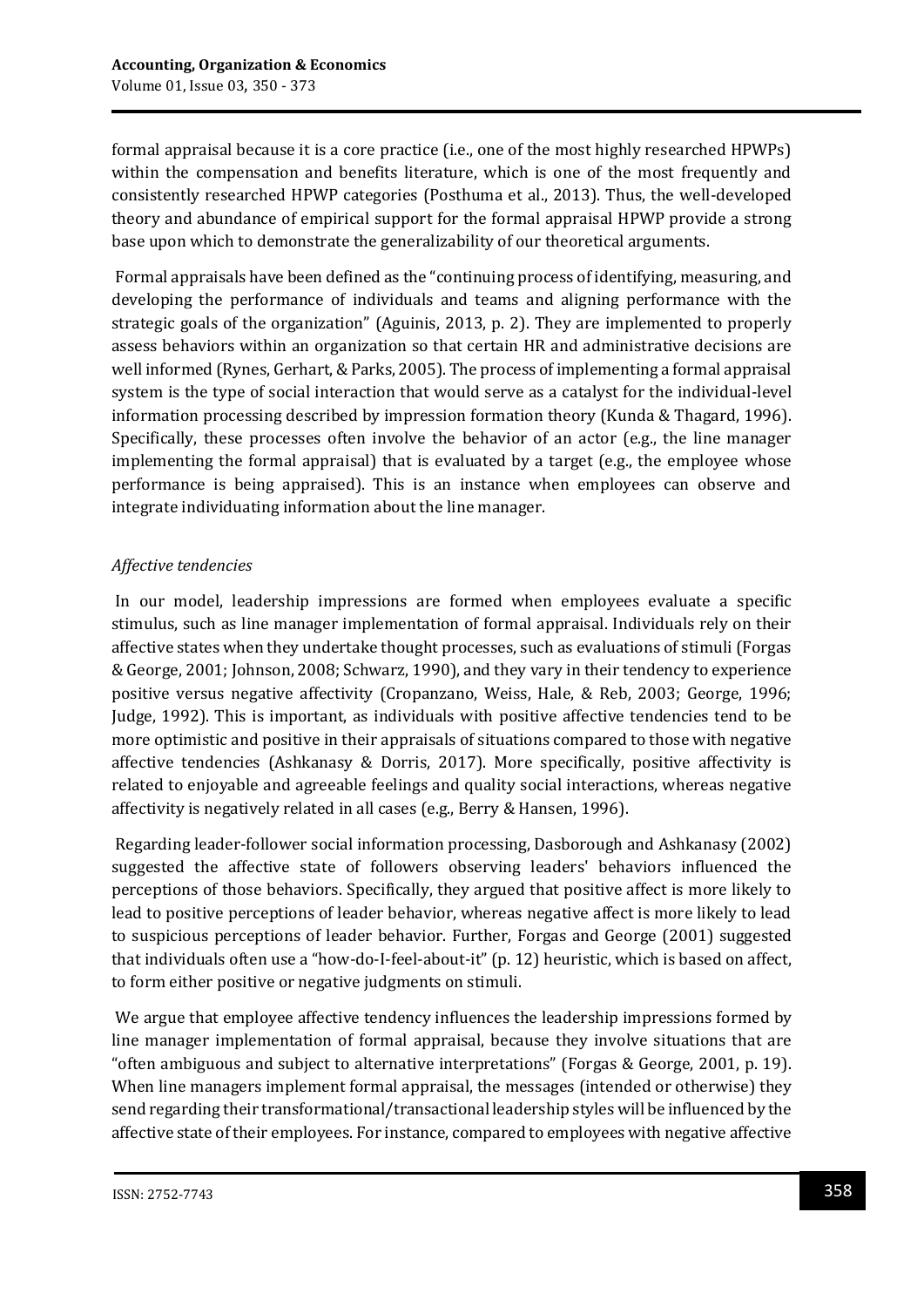formal appraisal because it is a core practice (i.e., one of the most highly researched HPWPs) within the compensation and benefits literature, which is one of the most frequently and consistently researched HPWP categories (Posthuma et al., 2013). Thus, the well-developed theory and abundance of empirical support for the formal appraisal HPWP provide a strong base upon which to demonstrate the generalizability of our theoretical arguments.

Formal appraisals have been defined as the "continuing process of identifying, measuring, and developing the performance of individuals and teams and aligning performance with the strategic goals of the organization" (Aguinis, 2013, p. 2). They are implemented to properly assess behaviors within an organization so that certain HR and administrative decisions are well informed (Rynes, Gerhart, & Parks, 2005). The process of implementing a formal appraisal system is the type of social interaction that would serve as a catalyst for the individual-level information processing described by impression formation theory (Kunda & Thagard, 1996). Specifically, these processes often involve the behavior of an actor (e.g., the line manager implementing the formal appraisal) that is evaluated by a target (e.g., the employee whose performance is being appraised). This is an instance when employees can observe and integrate individuating information about the line manager.

*Affective tendencies*

In our model, leadership impressions are formed when employees evaluate a specific stimulus, such as line manager implementation of formal appraisal. Individuals rely on their affective states when they undertake thought processes, such as evaluations of stimuli (Forgas & George, 2001; Johnson, 2008; Schwarz, 1990), and they vary in their tendency to experience positive versus negative affectivity (Cropanzano, Weiss, Hale, & Reb, 2003; George, 1996; Judge, 1992). This is important, as individuals with positive affective tendencies tend to be more optimistic and positive in their appraisals of situations compared to those with negative affective tendencies (Ashkanasy & Dorris, 2017). More specifically, positive affectivity is related to enjoyable and agreeable feelings and quality social interactions, whereas negative affectivity is negatively related in all cases (e.g., Berry & Hansen, 1996).

Regarding leader-follower social information processing, Dasborough and Ashkanasy (2002) suggested the affective state of followers observing leaders' behaviors influenced the perceptions of those behaviors. Specifically, they argued that positive affect is more likely to lead to positive perceptions of leader behavior, whereas negative affect is more likely to lead to suspicious perceptions of leader behavior. Further, Forgas and George (2001) suggested that individuals often use a "how-do-I-feel-about-it" (p. 12) heuristic, which is based on affect, to form either positive or negative judgments on stimuli.

We argue that employee affective tendency influences the leadership impressions formed by line manager implementation of formal appraisal, because they involve situations that are "often ambiguous and subject to alternative interpretations" (Forgas & George, 2001, p. 19). When line managers implement formal appraisal, the messages (intended or otherwise) they send regarding their transformational/transactional leadership styles will be influenced by the affective state of their employees. For instance, compared to employees with negative affective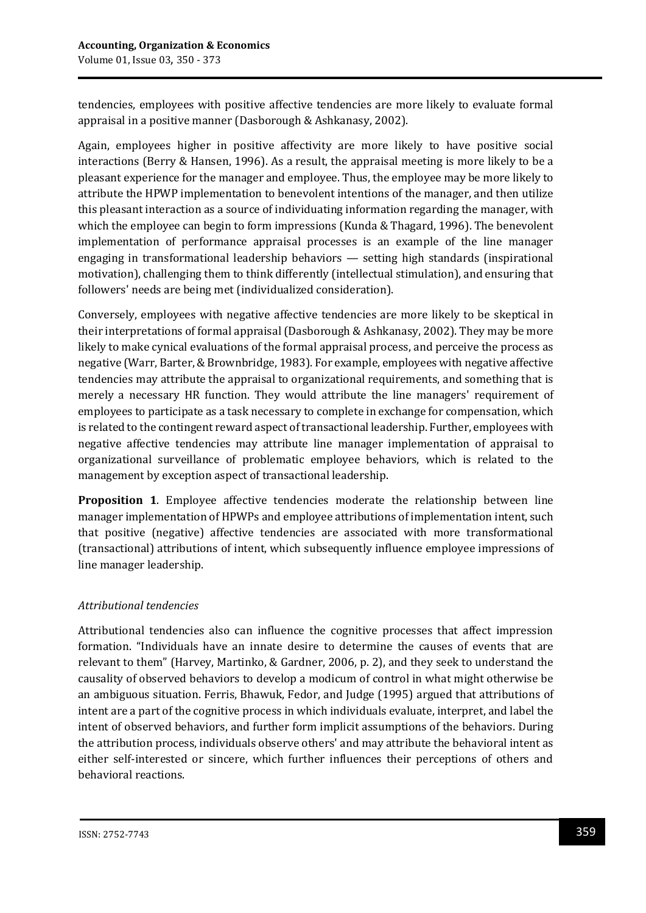tendencies, employees with positive affective tendencies are more likely to evaluate formal appraisal in a positive manner (Dasborough & Ashkanasy, 2002).

Again, employees higher in positive affectivity are more likely to have positive social interactions (Berry & Hansen, 1996). As a result, the appraisal meeting is more likely to be a pleasant experience for the manager and employee. Thus, the employee may be more likely to attribute the HPWP implementation to benevolent intentions of the manager, and then utilize this pleasant interaction as a source of individuating information regarding the manager, with which the employee can begin to form impressions (Kunda & Thagard, 1996). The benevolent implementation of performance appraisal processes is an example of the line manager engaging in transformational leadership behaviors — setting high standards (inspirational motivation), challenging them to think differently (intellectual stimulation), and ensuring that followers' needs are being met (individualized consideration).

Conversely, employees with negative affective tendencies are more likely to be skeptical in their interpretations of formal appraisal (Dasborough & Ashkanasy, 2002). They may be more likely to make cynical evaluations of the formal appraisal process, and perceive the process as negative (Warr, Barter, & Brownbridge, 1983). For example, employees with negative affective tendencies may attribute the appraisal to organizational requirements, and something that is merely a necessary HR function. They would attribute the line managers' requirement of employees to participate as a task necessary to complete in exchange for compensation, which is related to the contingent reward aspect of transactional leadership. Further, employees with negative affective tendencies may attribute line manager implementation of appraisal to organizational surveillance of problematic employee behaviors, which is related to the management by exception aspect of transactional leadership.

**Proposition 1**. Employee affective tendencies moderate the relationship between line manager implementation of HPWPs and employee attributions of implementation intent, such that positive (negative) affective tendencies are associated with more transformational (transactional) attributions of intent, which subsequently influence employee impressions of line manager leadership.

*Attributional tendencies*

Attributional tendencies also can influence the cognitive processes that affect impression formation. "Individuals have an innate desire to determine the causes of events that are relevant to them" (Harvey, Martinko, & Gardner, 2006, p. 2), and they seek to understand the causality of observed behaviors to develop a modicum of control in what might otherwise be an ambiguous situation. Ferris, Bhawuk, Fedor, and Judge (1995) argued that attributions of intent are a part of the cognitive process in which individuals evaluate, interpret, and label the intent of observed behaviors, and further form implicit assumptions of the behaviors. During the attribution process, individuals observe others' and may attribute the behavioral intent as either self-interested or sincere, which further influences their perceptions of others and behavioral reactions.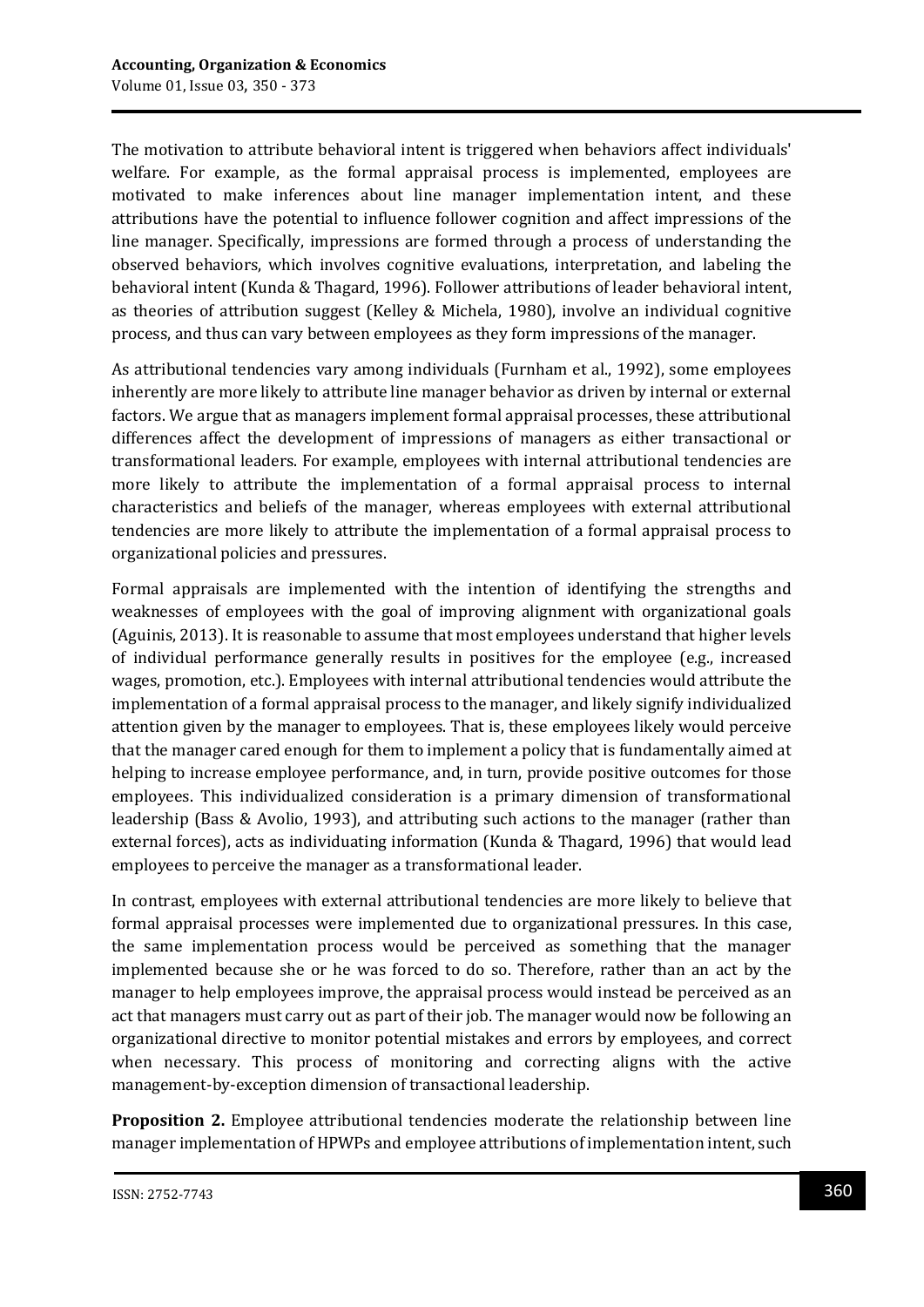The motivation to attribute behavioral intent is triggered when behaviors affect individuals' welfare. For example, as the formal appraisal process is implemented, employees are motivated to make inferences about line manager implementation intent, and these attributions have the potential to influence follower cognition and affect impressions of the line manager. Specifically, impressions are formed through a process of understanding the observed behaviors, which involves cognitive evaluations, interpretation, and labeling the behavioral intent (Kunda & Thagard, 1996). Follower attributions of leader behavioral intent, as theories of attribution suggest (Kelley & Michela, 1980), involve an individual cognitive process, and thus can vary between employees as they form impressions of the manager.

As attributional tendencies vary among individuals (Furnham et al., 1992), some employees inherently are more likely to attribute line manager behavior as driven by internal or external factors. We argue that as managers implement formal appraisal processes, these attributional differences affect the development of impressions of managers as either transactional or transformational leaders. For example, employees with internal attributional tendencies are more likely to attribute the implementation of a formal appraisal process to internal characteristics and beliefs of the manager, whereas employees with external attributional tendencies are more likely to attribute the implementation of a formal appraisal process to organizational policies and pressures.

Formal appraisals are implemented with the intention of identifying the strengths and weaknesses of employees with the goal of improving alignment with organizational goals (Aguinis, 2013). It is reasonable to assume that most employees understand that higher levels of individual performance generally results in positives for the employee (e.g., increased wages, promotion, etc.). Employees with internal attributional tendencies would attribute the implementation of a formal appraisal process to the manager, and likely signify individualized attention given by the manager to employees. That is, these employees likely would perceive that the manager cared enough for them to implement a policy that is fundamentally aimed at helping to increase employee performance, and, in turn, provide positive outcomes for those employees. This individualized consideration is a primary dimension of transformational leadership (Bass & Avolio, 1993), and attributing such actions to the manager (rather than external forces), acts as individuating information (Kunda & Thagard, 1996) that would lead employees to perceive the manager as a transformational leader.

In contrast, employees with external attributional tendencies are more likely to believe that formal appraisal processes were implemented due to organizational pressures. In this case, the same implementation process would be perceived as something that the manager implemented because she or he was forced to do so. Therefore, rather than an act by the manager to help employees improve, the appraisal process would instead be perceived as an act that managers must carry out as part of their job. The manager would now be following an organizational directive to monitor potential mistakes and errors by employees, and correct when necessary. This process of monitoring and correcting aligns with the active management-by-exception dimension of transactional leadership.

**Proposition 2.** Employee attributional tendencies moderate the relationship between line manager implementation of HPWPs and employee attributions of implementation intent, such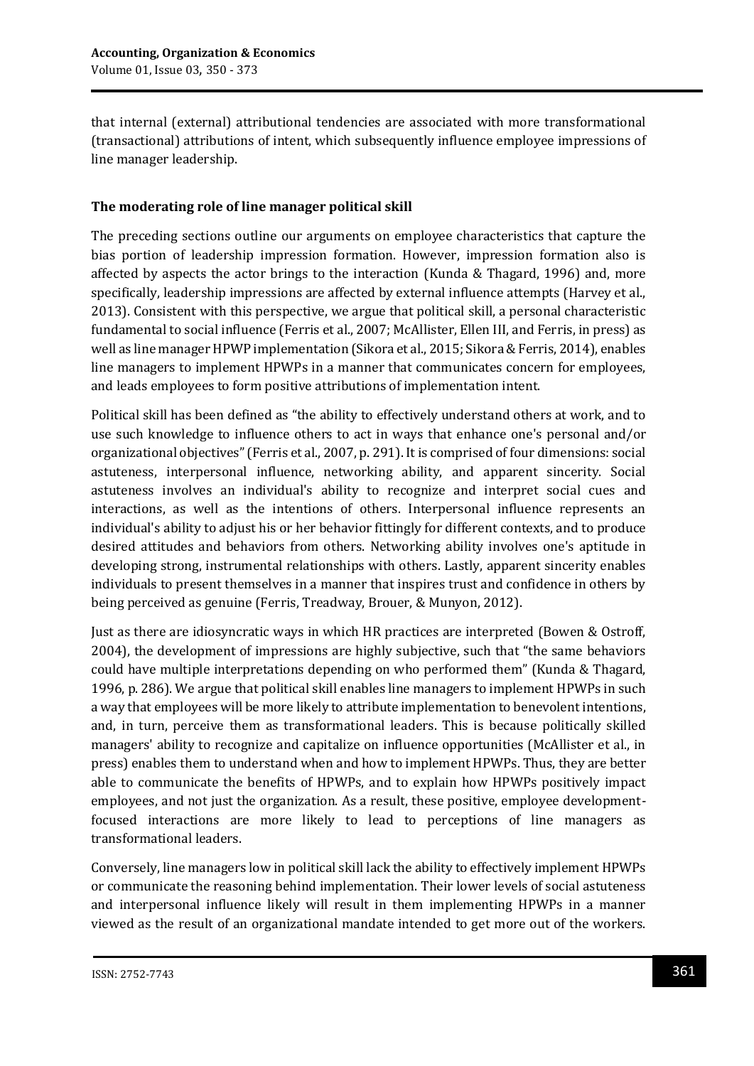that internal (external) attributional tendencies are associated with more transformational (transactional) attributions of intent, which subsequently influence employee impressions of line manager leadership.

### The moderating role of line manager political skill

The preceding sections outline our arguments on employee characteristics that capture the bias portion of leadership impression formation. However, impression formation also is affected by aspects the actor brings to the interaction (Kunda & Thagard, 1996) and, more specifically, leadership impressions are affected by external influence attempts (Harvey et al., 2013). Consistent with this perspective, we argue that political skill, a personal characteristic fundamental to social influence (Ferris et al., 2007; McAllister, Ellen III, and Ferris, in press) as well as line manager HPWP implementation (Sikora et al., 2015; Sikora & Ferris, 2014), enables line managers to implement HPWPs in a manner that communicates concern for employees, and leads employees to form positive attributions of implementation intent.

Political skill has been defined as "the ability to effectively understand others at work, and to use such knowledge to influence others to act in ways that enhance one's personal and/or organizational objectives" (Ferris et al., 2007, p. 291). It is comprised of four dimensions: social astuteness, interpersonal influence, networking ability, and apparent sincerity. Social astuteness involves an individual's ability to recognize and interpret social cues and interactions, as well as the intentions of others. Interpersonal influence represents an individual's ability to adjust his or her behavior fittingly for different contexts, and to produce desired attitudes and behaviors from others. Networking ability involves one's aptitude in developing strong, instrumental relationships with others. Lastly, apparent sincerity enables individuals to present themselves in a manner that inspires trust and confidence in others by being perceived as genuine (Ferris, Treadway, Brouer, & Munyon, 2012).

Just as there are idiosyncratic ways in which HR practices are interpreted (Bowen & Ostroff, 2004), the development of impressions are highly subjective, such that "the same behaviors could have multiple interpretations depending on who performed them" (Kunda & Thagard, 1996, p. 286). We argue that political skill enables line managers to implement HPWPs in such a way that employees will be more likely to attribute implementation to benevolent intentions, and, in turn, perceive them as transformational leaders. This is because politically skilled managers' ability to recognize and capitalize on influence opportunities (McAllister et al., in press) enables them to understand when and how to implement HPWPs. Thus, they are better able to communicate the benefits of HPWPs, and to explain how HPWPs positively impact employees, and not just the organization. As a result, these positive, employee development-focused interactions are more likely to lead to perceptions of line managers as transformational leaders.

Conversely, line managers low in political skill lack the ability to effectively implement HPWPs or communicate the reasoning behind implementation. Their lower levels of social astuteness and interpersonal influence likely will result in them implementing HPWPs in a manner viewed as the result of an organizational mandate intended to get more out of the workers.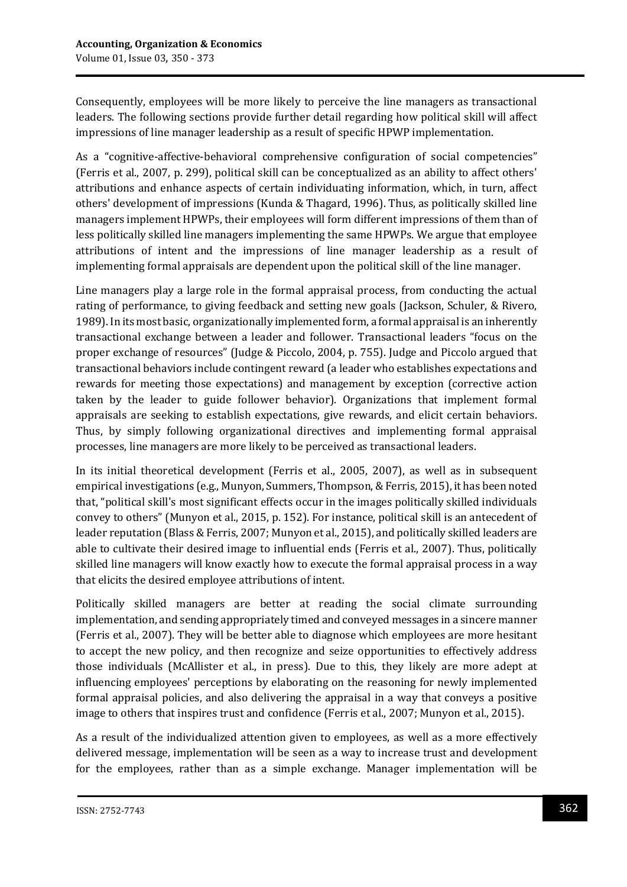Consequently, employees will be more likely to perceive the line managers as transactional leaders. The following sections provide further detail regarding how political skill will affect impressions of line manager leadership as a result of specific HPWP implementation.

As a "cognitive-affective-behavioral comprehensive configuration of social competencies" (Ferris et al., 2007, p. 299), political skill can be conceptualized as an ability to affect others' attributions and enhance aspects of certain individuating information, which, in turn, affect others' development of impressions (Kunda & Thagard, 1996). Thus, as politically skilled line managers implement HPWPs, their employees will form different impressions of them than of less politically skilled line managers implementing the same HPWPs. We argue that employee attributions of intent and the impressions of line manager leadership as a result of implementing formal appraisals are dependent upon the political skill of the line manager.

Line managers play a large role in the formal appraisal process, from conducting the actual rating of performance, to giving feedback and setting new goals (Jackson, Schuler, & Rivero, 1989). In its most basic, organizationally implemented form, a formal appraisal is an inherently transactional exchange between a leader and follower. Transactional leaders "focus on the proper exchange of resources" (Judge & Piccolo, 2004, p. 755). Judge and Piccolo argued that transactional behaviors include contingent reward (a leader who establishes expectations and rewards for meeting those expectations) and management by exception (corrective action taken by the leader to guide follower behavior). Organizations that implement formal appraisals are seeking to establish expectations, give rewards, and elicit certain behaviors. Thus, by simply following organizational directives and implementing formal appraisal processes, line managers are more likely to be perceived as transactional leaders.

In its initial theoretical development (Ferris et al., 2005, 2007), as well as in subsequent empirical investigations (e.g., Munyon, Summers, Thompson, & Ferris, 2015), it has been noted that, "political skill's most significant effects occur in the images politically skilled individuals convey to others" (Munyon et al., 2015, p. 152). For instance, political skill is an antecedent of leader reputation (Blass & Ferris, 2007; Munyon et al., 2015), and politically skilled leaders are able to cultivate their desired image to influential ends (Ferris et al., 2007). Thus, politically skilled line managers will know exactly how to execute the formal appraisal process in a way that elicits the desired employee attributions of intent.

Politically skilled managers are better at reading the social climate surrounding implementation, and sending appropriately timed and conveyed messages in a sincere manner (Ferris et al., 2007). They will be better able to diagnose which employees are more hesitant to accept the new policy, and then recognize and seize opportunities to effectively address those individuals (McAllister et al., in press). Due to this, they likely are more adept at influencing employees' perceptions by elaborating on the reasoning for newly implemented formal appraisal policies, and also delivering the appraisal in a way that conveys a positive image to others that inspires trust and confidence (Ferris et al., 2007; Munyon et al., 2015).

As a result of the individualized attention given to employees, as well as a more effectively delivered message, implementation will be seen as a way to increase trust and development for the employees, rather than as a simple exchange. Manager implementation will be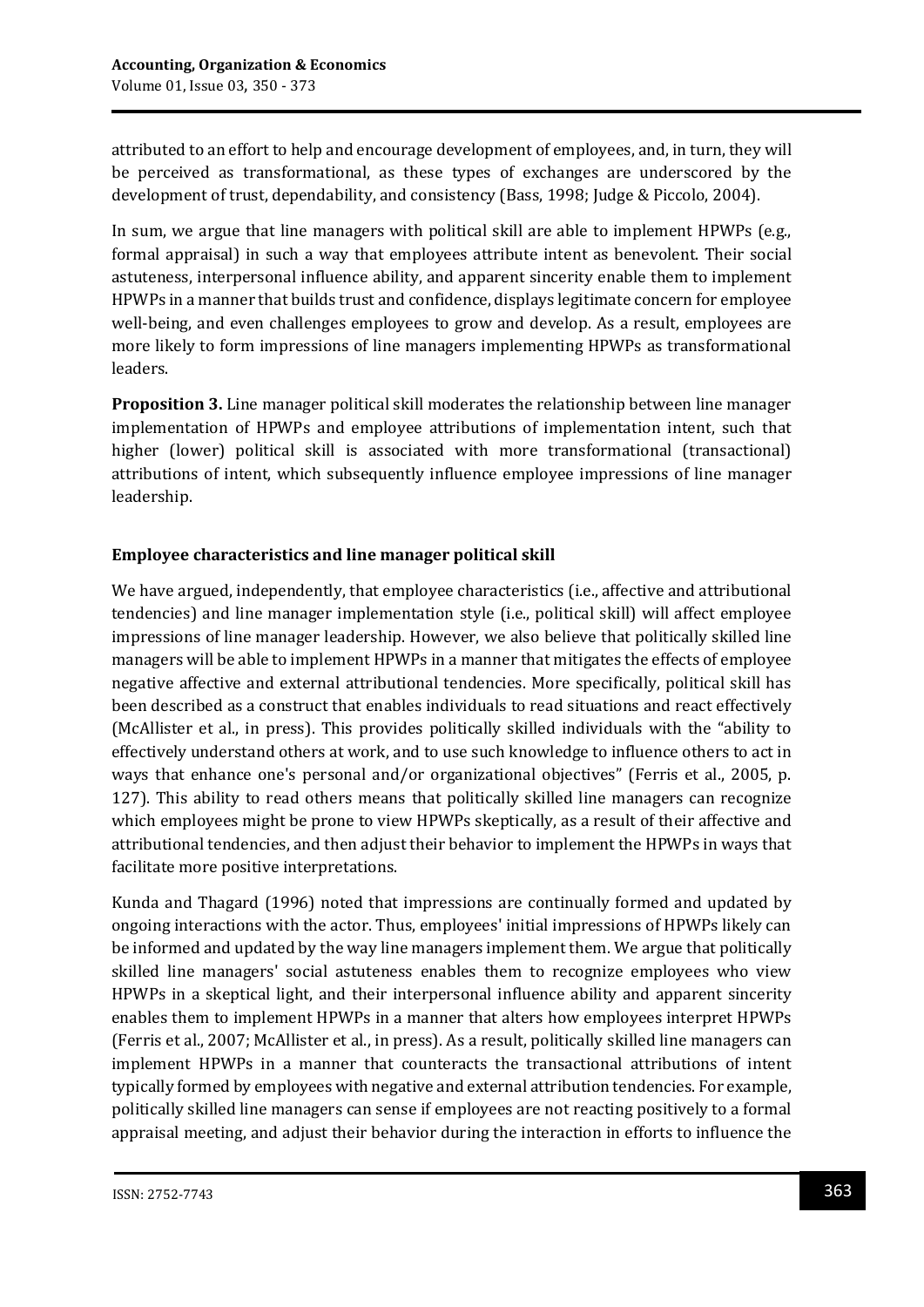attributed to an effort to help and encourage development of employees, and, in turn, they will be perceived as transformational, as these types of exchanges are underscored by the development of trust, dependability, and consistency (Bass, 1998; Judge & Piccolo, 2004).

In sum, we argue that line managers with political skill are able to implement HPWPs (e.g., formal appraisal) in such a way that employees attribute intent as benevolent. Their social astuteness, interpersonal influence ability, and apparent sincerity enable them to implement HPWPs in a manner that builds trust and confidence, displays legitimate concern for employee well-being, and even challenges employees to grow and develop. As a result, employees are more likely to form impressions of line managers implementing HPWPs as transformational leaders.

**Proposition 3.** Line manager political skill moderates the relationship between line manager implementation of HPWPs and employee attributions of implementation intent, such that higher (lower) political skill is associated with more transformational (transactional) attributions of intent, which subsequently influence employee impressions of line manager leadership.

### Employee characteristics and line manager political skill

We have argued, independently, that employee characteristics (i.e., affective and attributional tendencies) and line manager implementation style (i.e., political skill) will affect employee impressions of line manager leadership. However, we also believe that politically skilled line managers will be able to implement HPWPs in a manner that mitigates the effects of employee negative affective and external attributional tendencies. More specifically, political skill has been described as a construct that enables individuals to read situations and react effectively (McAllister et al., in press). This provides politically skilled individuals with the "ability to effectively understand others at work, and to use such knowledge to influence others to act in ways that enhance one's personal and/or organizational objectives" (Ferris et al., 2005, p. 127). This ability to read others means that politically skilled line managers can recognize which employees might be prone to view HPWPs skeptically, as a result of their affective and attributional tendencies, and then adjust their behavior to implement the HPWPs in ways that facilitate more positive interpretations.

Kunda and Thagard (1996) noted that impressions are continually formed and updated by ongoing interactions with the actor. Thus, employees' initial impressions of HPWPs likely can be informed and updated by the way line managers implement them. We argue that politically skilled line managers' social astuteness enables them to recognize employees who view HPWPs in a skeptical light, and their interpersonal influence ability and apparent sincerity enables them to implement HPWPs in a manner that alters how employees interpret HPWPs (Ferris et al., 2007; McAllister et al., in press). As a result, politically skilled line managers can implement HPWPs in a manner that counteracts the transactional attributions of intent typically formed by employees with negative and external attribution tendencies. For example, politically skilled line managers can sense if employees are not reacting positively to a formal appraisal meeting, and adjust their behavior during the interaction in efforts to influence the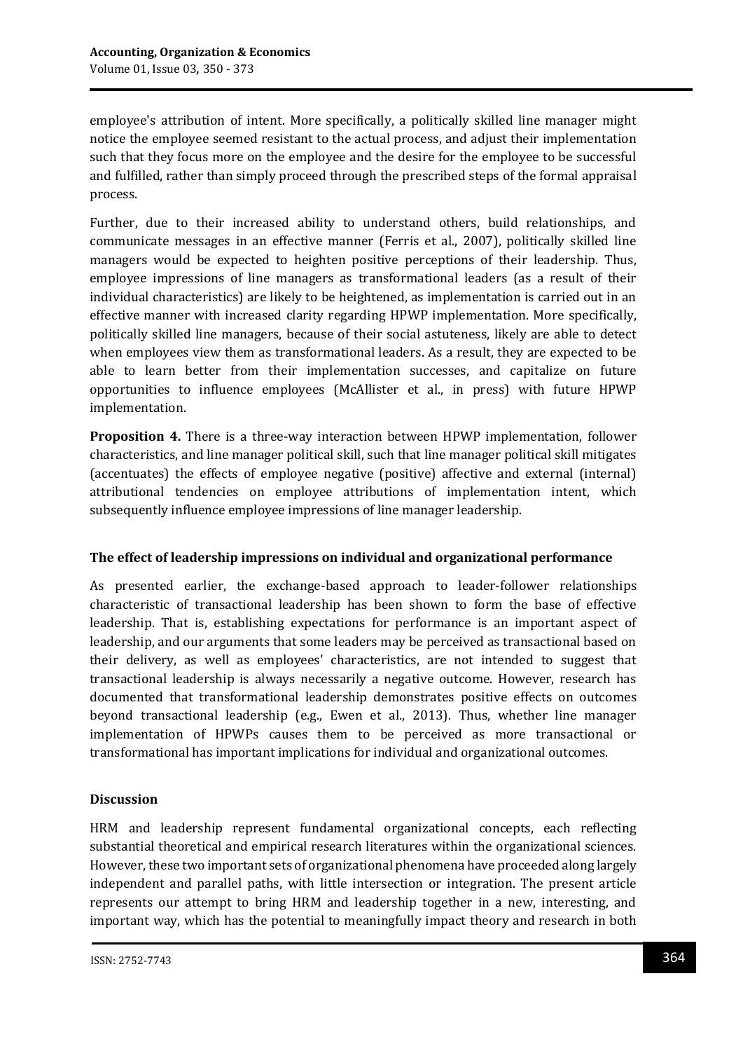employee's attribution of intent. More specifically, a politically skilled line manager might notice the employee seemed resistant to the actual process, and adjust their implementation such that they focus more on the employee and the desire for the employee to be successful and fulfilled, rather than simply proceed through the prescribed steps of the formal appraisal process.

Further, due to their increased ability to understand others, build relationships, and communicate messages in an effective manner (Ferris et al., 2007), politically skilled line managers would be expected to heighten positive perceptions of their leadership. Thus, employee impressions of line managers as transformational leaders (as a result of their individual characteristics) are likely to be heightened, as implementation is carried out in an effective manner with increased clarity regarding HPWP implementation. More specifically, politically skilled line managers, because of their social astuteness, likely are able to detect when employees view them as transformational leaders. As a result, they are expected to be able to learn better from their implementation successes, and capitalize on future opportunities to influence employees (McAllister et al., in press) with future HPWP implementation.

**Proposition 4.** There is a three-way interaction between HPWP implementation, follower characteristics, and line manager political skill, such that line manager political skill mitigates (accentuates) the effects of employee negative (positive) affective and external (internal) attributional tendencies on employee attributions of implementation intent, which subsequently influence employee impressions of line manager leadership.

### The effect of leadership impressions on individual and organizational performance

As presented earlier, the exchange-based approach to leader-follower relationships characteristic of transactional leadership has been shown to form the base of effective leadership. That is, establishing expectations for performance is an important aspect of leadership, and our arguments that some leaders may be perceived as transactional based on their delivery, as well as employees' characteristics, are not intended to suggest that transactional leadership is always necessarily a negative outcome. However, research has documented that transformational leadership demonstrates positive effects on outcomes beyond transactional leadership (e.g., Ewen et al., 2013). Thus, whether line manager implementation of HPWPs causes them to be perceived as more transactional or transformational has important implications for individual and organizational outcomes.

## Discussion

HRM and leadership represent fundamental organizational concepts, each reflecting substantial theoretical and empirical research literatures within the organizational sciences. However, these two important sets of organizational phenomena have proceeded along largely independent and parallel paths, with little intersection or integration. The present article represents our attempt to bring HRM and leadership together in a new, interesting, and important way, which has the potential to meaningfully impact theory and research in both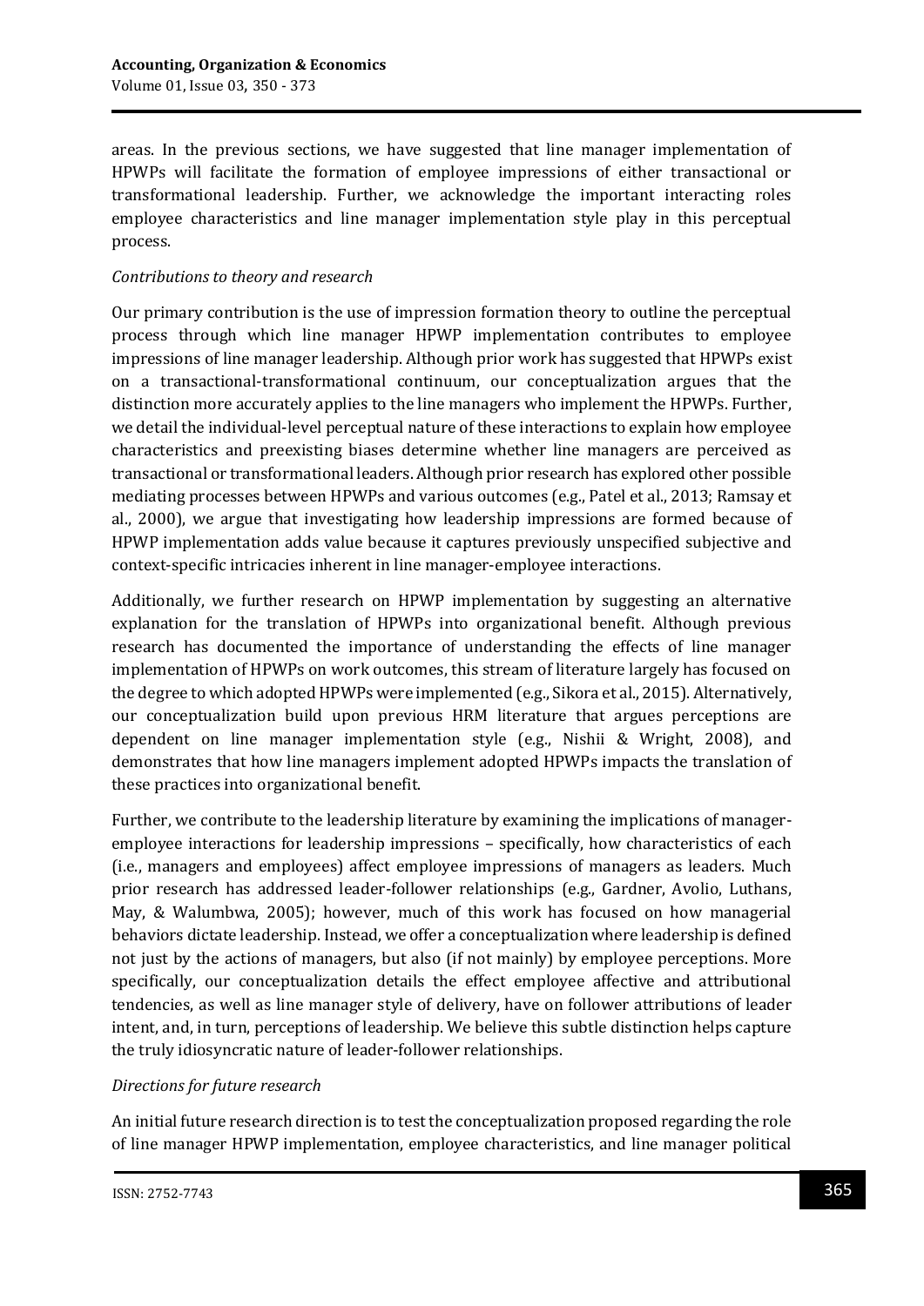areas. In the previous sections, we have suggested that line manager implementation of HPWPs will facilitate the formation of employee impressions of either transactional or transformational leadership. Further, we acknowledge the important interacting roles employee characteristics and line manager implementation style play in this perceptual process.

*Contributions to theory and research*

Our primary contribution is the use of impression formation theory to outline the perceptual process through which line manager HPWP implementation contributes to employee impressions of line manager leadership. Although prior work has suggested that HPWPs exist on a transactional-transformational continuum, our conceptualization argues that the distinction more accurately applies to the line managers who implement the HPWPs. Further, we detail the individual-level perceptual nature of these interactions to explain how employee characteristics and preexisting biases determine whether line managers are perceived as transactional or transformational leaders. Although prior research has explored other possible mediating processes between HPWPs and various outcomes (e.g., Patel et al., 2013; Ramsay et al., 2000), we argue that investigating how leadership impressions are formed because of HPWP implementation adds value because it captures previously unspecified subjective and context-specific intricacies inherent in line manager-employee interactions.

Additionally, we further research on HPWP implementation by suggesting an alternative explanation for the translation of HPWPs into organizational benefit. Although previous research has documented the importance of understanding the effects of line manager implementation of HPWPs on work outcomes, this stream of literature largely has focused on the degree to which adopted HPWPs were implemented (e.g., Sikora et al., 2015). Alternatively, our conceptualization build upon previous HRM literature that argues perceptions are dependent on line manager implementation style (e.g., Nishii & Wright, 2008), and demonstrates that how line managers implement adopted HPWPs impacts the translation of these practices into organizational benefit.

Further, we contribute to the leadership literature by examining the implications of manager-employee interactions for leadership impressions – specifically, how characteristics of each (i.e., managers and employees) affect employee impressions of managers as leaders. Much prior research has addressed leader-follower relationships (e.g., Gardner, Avolio, Luthans, May, & Walumbwa, 2005); however, much of this work has focused on how managerial behaviors dictate leadership. Instead, we offer a conceptualization where leadership is defined not just by the actions of managers, but also (if not mainly) by employee perceptions. More specifically, our conceptualization details the effect employee affective and attributional tendencies, as well as line manager style of delivery, have on follower attributions of leader intent, and, in turn, perceptions of leadership. We believe this subtle distinction helps capture the truly idiosyncratic nature of leader-follower relationships.

*Directions for future research*

An initial future research direction is to test the conceptualization proposed regarding the role of line manager HPWP implementation, employee characteristics, and line manager political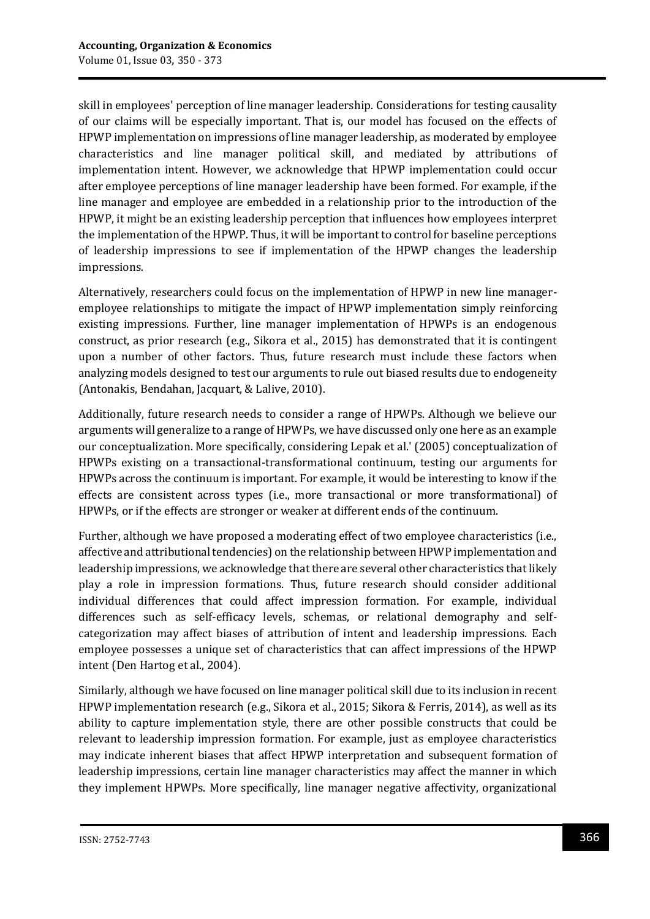skill in employees' perception of line manager leadership. Considerations for testing causality of our claims will be especially important. That is, our model has focused on the effects of HPWP implementation on impressions of line manager leadership, as moderated by employee characteristics and line manager political skill, and mediated by attributions of implementation intent. However, we acknowledge that HPWP implementation could occur after employee perceptions of line manager leadership have been formed. For example, if the line manager and employee are embedded in a relationship prior to the introduction of the HPWP, it might be an existing leadership perception that influences how employees interpret the implementation of the HPWP. Thus, it will be important to control for baseline perceptions of leadership impressions to see if implementation of the HPWP changes the leadership impressions.

Alternatively, researchers could focus on the implementation of HPWP in new line manager-employee relationships to mitigate the impact of HPWP implementation simply reinforcing existing impressions. Further, line manager implementation of HPWPs is an endogenous construct, as prior research (e.g., Sikora et al., 2015) has demonstrated that it is contingent upon a number of other factors. Thus, future research must include these factors when analyzing models designed to test our arguments to rule out biased results due to endogeneity (Antonakis, Bendahan, Jacquart, & Lalive, 2010).

Additionally, future research needs to consider a range of HPWPs. Although we believe our arguments will generalize to a range of HPWPs, we have discussed only one here as an example our conceptualization. More specifically, considering Lepak et al.' (2005) conceptualization of HPWPs existing on a transactional-transformational continuum, testing our arguments for HPWPs across the continuum is important. For example, it would be interesting to know if the effects are consistent across types (i.e., more transactional or more transformational) of HPWPs, or if the effects are stronger or weaker at different ends of the continuum.

Further, although we have proposed a moderating effect of two employee characteristics (i.e., affective and attributional tendencies) on the relationship between HPWP implementation and leadership impressions, we acknowledge that there are several other characteristics that likely play a role in impression formations. Thus, future research should consider additional individual differences that could affect impression formation. For example, individual differences such as self-efficacy levels, schemas, or relational demography and self-categorization may affect biases of attribution of intent and leadership impressions. Each employee possesses a unique set of characteristics that can affect impressions of the HPWP intent (Den Hartog et al., 2004).

Similarly, although we have focused on line manager political skill due to its inclusion in recent HPWP implementation research (e.g., Sikora et al., 2015; Sikora & Ferris, 2014), as well as its ability to capture implementation style, there are other possible constructs that could be relevant to leadership impression formation. For example, just as employee characteristics may indicate inherent biases that affect HPWP interpretation and subsequent formation of leadership impressions, certain line manager characteristics may affect the manner in which they implement HPWPs. More specifically, line manager negative affectivity, organizational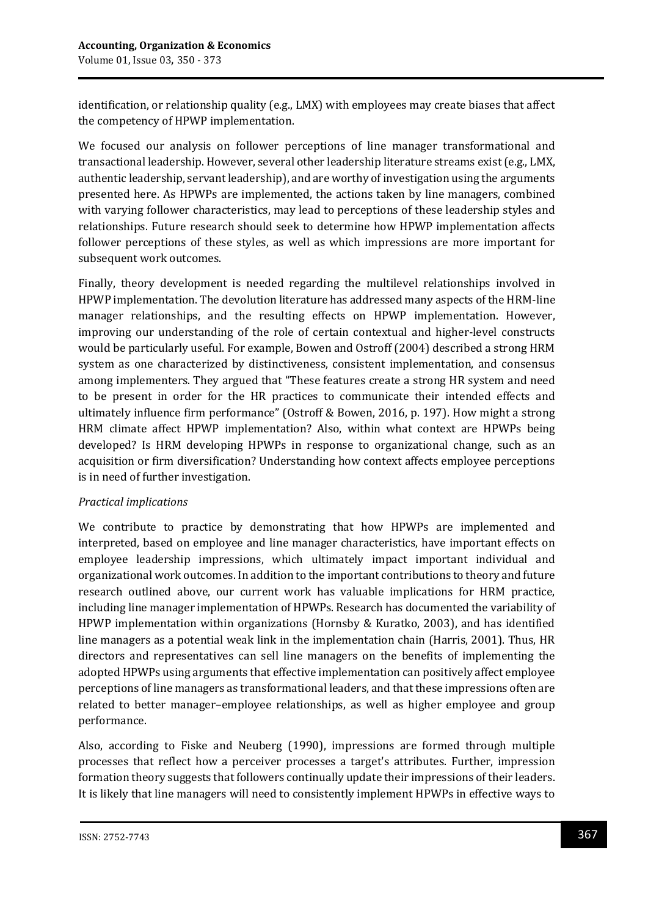identification, or relationship quality (e.g., LMX) with employees may create biases that affect the competency of HPWP implementation.

We focused our analysis on follower perceptions of line manager transformational and transactional leadership. However, several other leadership literature streams exist (e.g., LMX, authentic leadership, servant leadership), and are worthy of investigation using the arguments presented here. As HPWPs are implemented, the actions taken by line managers, combined with varying follower characteristics, may lead to perceptions of these leadership styles and relationships. Future research should seek to determine how HPWP implementation affects follower perceptions of these styles, as well as which impressions are more important for subsequent work outcomes.

Finally, theory development is needed regarding the multilevel relationships involved in HPWP implementation. The devolution literature has addressed many aspects of the HRM-line manager relationships, and the resulting effects on HPWP implementation. However, improving our understanding of the role of certain contextual and higher-level constructs would be particularly useful. For example, Bowen and Ostroff (2004) described a strong HRM system as one characterized by distinctiveness, consistent implementation, and consensus among implementers. They argued that "These features create a strong HR system and need to be present in order for the HR practices to communicate their intended effects and ultimately influence firm performance" (Ostroff & Bowen, 2016, p. 197). How might a strong HRM climate affect HPWP implementation? Also, within what context are HPWPs being developed? Is HRM developing HPWPs in response to organizational change, such as an acquisition or firm diversification? Understanding how context affects employee perceptions is in need of further investigation.

*Practical implications*

We contribute to practice by demonstrating that how HPWPs are implemented and interpreted, based on employee and line manager characteristics, have important effects on employee leadership impressions, which ultimately impact important individual and organizational work outcomes. In addition to the important contributions to theory and future research outlined above, our current work has valuable implications for HRM practice, including line manager implementation of HPWPs. Research has documented the variability of HPWP implementation within organizations (Hornsby & Kuratko, 2003), and has identified line managers as a potential weak link in the implementation chain (Harris, 2001). Thus, HR directors and representatives can sell line managers on the benefits of implementing the adopted HPWPs using arguments that effective implementation can positively affect employee perceptions of line managers as transformational leaders, and that these impressions often are related to better manager–employee relationships, as well as higher employee and group performance.

Also, according to Fiske and Neuberg (1990), impressions are formed through multiple processes that reflect how a perceiver processes a target's attributes. Further, impression formation theory suggests that followers continually update their impressions of their leaders. It is likely that line managers will need to consistently implement HPWPs in effective ways to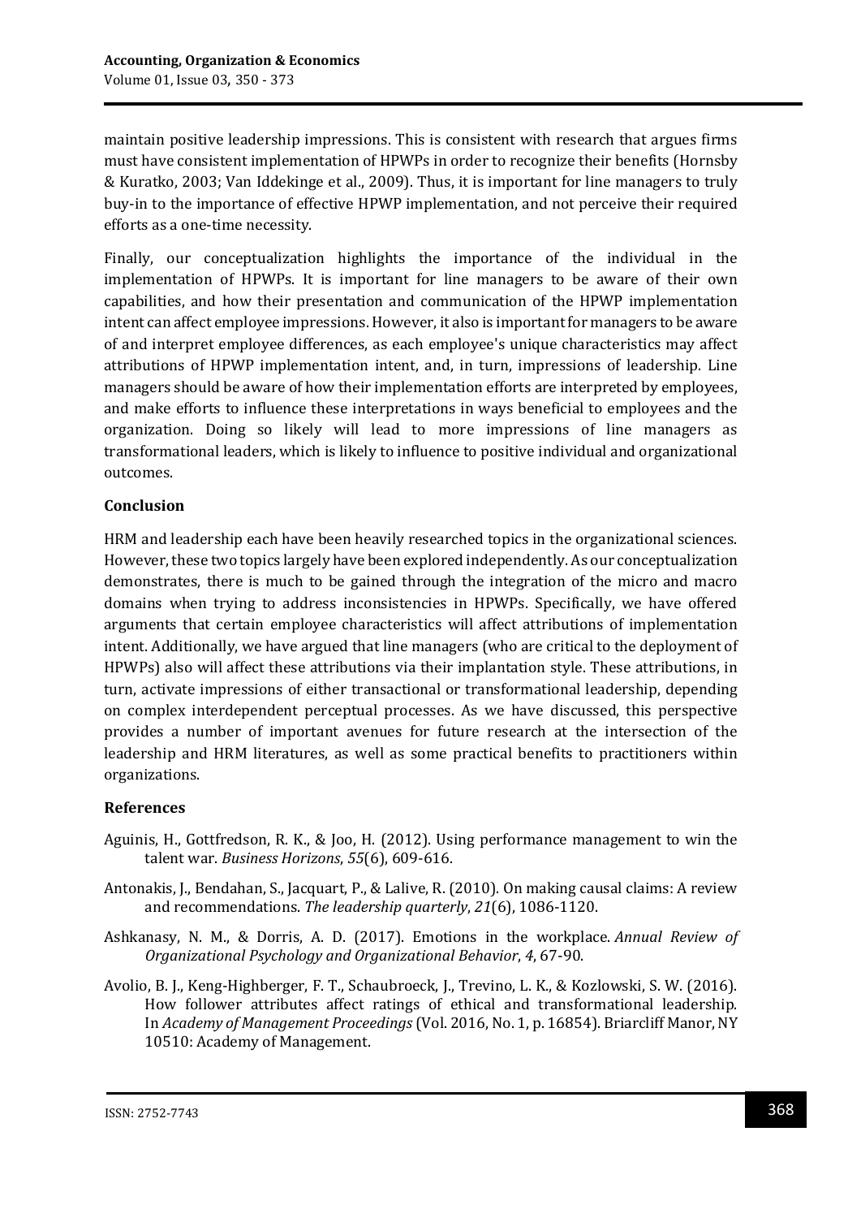maintain positive leadership impressions. This is consistent with research that argues firms must have consistent implementation of HPWPs in order to recognize their benefits (Hornsby & Kuratko, 2003; Van Iddekinge et al., 2009). Thus, it is important for line managers to truly buy-in to the importance of effective HPWP implementation, and not perceive their required efforts as a one-time necessity.

Finally, our conceptualization highlights the importance of the individual in the implementation of HPWPs. It is important for line managers to be aware of their own capabilities, and how their presentation and communication of the HPWP implementation intent can affect employee impressions. However, it also is important for managers to be aware of and interpret employee differences, as each employee's unique characteristics may affect attributions of HPWP implementation intent, and, in turn, impressions of leadership. Line managers should be aware of how their implementation efforts are interpreted by employees, and make efforts to influence these interpretations in ways beneficial to employees and the organization. Doing so likely will lead to more impressions of line managers as transformational leaders, which is likely to influence to positive individual and organizational outcomes.

## Conclusion

HRM and leadership each have been heavily researched topics in the organizational sciences. However, these two topics largely have been explored independently. As our conceptualization demonstrates, there is much to be gained through the integration of the micro and macro domains when trying to address inconsistencies in HPWPs. Specifically, we have offered arguments that certain employee characteristics will affect attributions of implementation intent. Additionally, we have argued that line managers (who are critical to the deployment of HPWPs) also will affect these attributions via their implantation style. These attributions, in turn, activate impressions of either transactional or transformational leadership, depending on complex interdependent perceptual processes. As we have discussed, this perspective provides a number of important avenues for future research at the intersection of the leadership and HRM literatures, as well as some practical benefits to practitioners within organizations.

## References

Aguinis, H., Gottfredson, R. K., & Joo, H. (2012). Using performance management to win the talent war. *Business Horizons*, *55*(6), 609-616.

Antonakis, J., Bendahan, S., Jacquart, P., & Lalive, R. (2010). On making causal claims: A review and recommendations. *The leadership quarterly*, *21*(6), 1086-1120.

Ashkanasy, N. M., & Dorris, A. D. (2017). Emotions in the workplace. *Annual Review of Organizational Psychology and Organizational Behavior*, *4*, 67-90.

Avolio, B. J., Keng-Highberger, F. T., Schaubroeck, J., Trevino, L. K., & Kozlowski, S. W. (2016). How follower attributes affect ratings of ethical and transformational leadership. In *Academy of Management Proceedings* (Vol. 2016, No. 1, p. 16854). Briarcliff Manor, NY 10510: Academy of Management.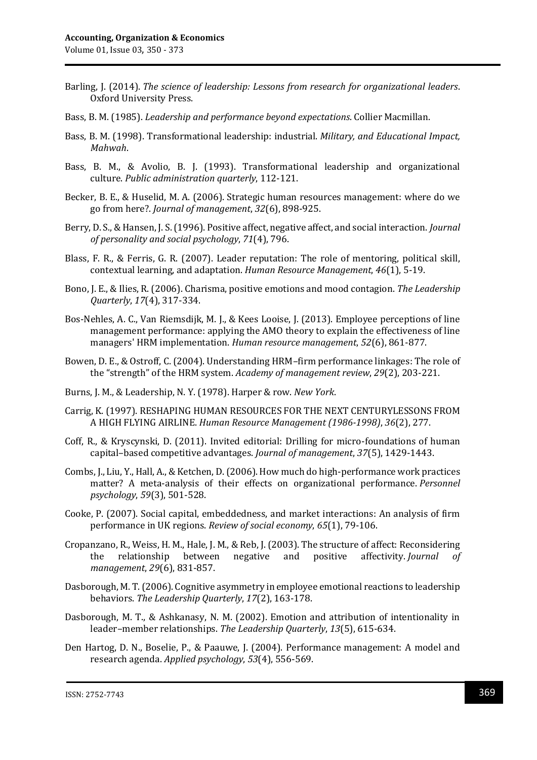Barling, J. (2014). *The science of leadership: Lessons from research for organizational leaders*. Oxford University Press.

Bass, B. M. (1985). *Leadership and performance beyond expectations*. Collier Macmillan.

Bass, B. M. (1998). Transformational leadership: industrial. *Military, and Educational Impact, Mahwah*.

Bass, B. M., & Avolio, B. J. (1993). Transformational leadership and organizational culture. *Public administration quarterly*, 112-121.

Becker, B. E., & Huselid, M. A. (2006). Strategic human resources management: where do we go from here?. *Journal of management*, *32*(6), 898-925.

Berry, D. S., & Hansen, J. S. (1996). Positive affect, negative affect, and social interaction. *Journal of personality and social psychology*, *71*(4), 796.

Blass, F. R., & Ferris, G. R. (2007). Leader reputation: The role of mentoring, political skill, contextual learning, and adaptation. *Human Resource Management*, *46*(1), 5-19.

Bono, J. E., & Ilies, R. (2006). Charisma, positive emotions and mood contagion. *The Leadership Quarterly*, *17*(4), 317-334.

Bos-Nehles, A. C., Van Riemsdijk, M. J., & Kees Looise, J. (2013). Employee perceptions of line management performance: applying the AMO theory to explain the effectiveness of line managers' HRM implementation. *Human resource management*, *52*(6), 861-877.

Bowen, D. E., & Ostroff, C. (2004). Understanding HRM–firm performance linkages: The role of the "strength" of the HRM system. *Academy of management review*, *29*(2), 203-221.

Burns, J. M., & Leadership, N. Y. (1978). Harper & row. *New York*.

Carrig, K. (1997). RESHAPING HUMAN RESOURCES FOR THE NEXT CENTURYLESSONS FROM A HIGH FLYING AIRLINE. *Human Resource Management (1986-1998)*, *36*(2), 277.

Coff, R., & Kryscynski, D. (2011). Invited editorial: Drilling for micro-foundations of human capital–based competitive advantages. *Journal of management*, *37*(5), 1429-1443.

Combs, J., Liu, Y., Hall, A., & Ketchen, D. (2006). How much do high-performance work practices matter? A meta-analysis of their effects on organizational performance. *Personnel psychology*, *59*(3), 501-528.

Cooke, P. (2007). Social capital, embeddedness, and market interactions: An analysis of firm performance in UK regions. *Review of social economy*, *65*(1), 79-106.

Cropanzano, R., Weiss, H. M., Hale, J. M., & Reb, J. (2003). The structure of affect: Reconsidering the relationship between negative and positive affectivity. *Journal of management*, *29*(6), 831-857.

Dasborough, M. T. (2006). Cognitive asymmetry in employee emotional reactions to leadership behaviors. *The Leadership Quarterly*, *17*(2), 163-178.

Dasborough, M. T., & Ashkanasy, N. M. (2002). Emotion and attribution of intentionality in leader–member relationships. *The Leadership Quarterly*, *13*(5), 615-634.

Den Hartog, D. N., Boselie, P., & Paauwe, J. (2004). Performance management: A model and research agenda. *Applied psychology*, *53*(4), 556-569.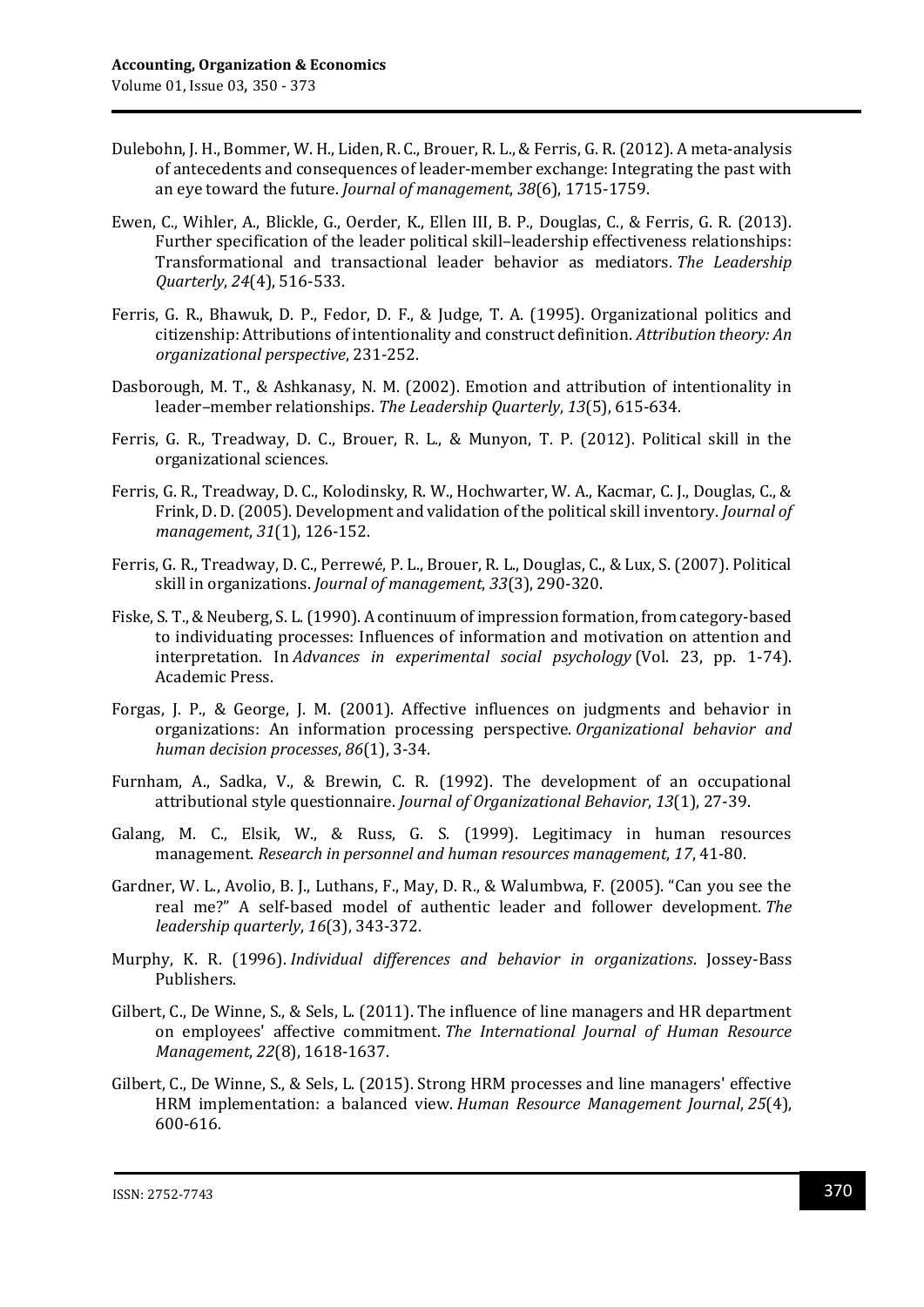Dulebohn, J. H., Bommer, W. H., Liden, R. C., Brouer, R. L., & Ferris, G. R. (2012). A meta-analysis of antecedents and consequences of leader-member exchange: Integrating the past with an eye toward the future. *Journal of management*, *38*(6), 1715-1759.

Ewen, C., Wihler, A., Blickle, G., Oerder, K., Ellen III, B. P., Douglas, C., & Ferris, G. R. (2013). Further specification of the leader political skill–leadership effectiveness relationships: Transformational and transactional leader behavior as mediators. *The Leadership Quarterly*, *24*(4), 516-533.

Ferris, G. R., Bhawuk, D. P., Fedor, D. F., & Judge, T. A. (1995). Organizational politics and citizenship: Attributions of intentionality and construct definition. *Attribution theory: An organizational perspective*, 231-252.

Dasborough, M. T., & Ashkanasy, N. M. (2002). Emotion and attribution of intentionality in leader–member relationships. *The Leadership Quarterly*, *13*(5), 615-634.

Ferris, G. R., Treadway, D. C., Brouer, R. L., & Munyon, T. P. (2012). Political skill in the organizational sciences.

Ferris, G. R., Treadway, D. C., Kolodinsky, R. W., Hochwarter, W. A., Kacmar, C. J., Douglas, C., & Frink, D. D. (2005). Development and validation of the political skill inventory. *Journal of management*, *31*(1), 126-152.

Ferris, G. R., Treadway, D. C., Perrewé, P. L., Brouer, R. L., Douglas, C., & Lux, S. (2007). Political skill in organizations. *Journal of management*, *33*(3), 290-320.

Fiske, S. T., & Neuberg, S. L. (1990). A continuum of impression formation, from category-based to individuating processes: Influences of information and motivation on attention and interpretation. In *Advances in experimental social psychology* (Vol. 23, pp. 1-74). Academic Press.

Forgas, J. P., & George, J. M. (2001). Affective influences on judgments and behavior in organizations: An information processing perspective. *Organizational behavior and human decision processes*, *86*(1), 3-34.

Furnham, A., Sadka, V., & Brewin, C. R. (1992). The development of an occupational attributional style questionnaire. *Journal of Organizational Behavior*, *13*(1), 27-39.

Galang, M. C., Elsik, W., & Russ, G. S. (1999). Legitimacy in human resources management. *Research in personnel and human resources management*, *17*, 41-80.

Gardner, W. L., Avolio, B. J., Luthans, F., May, D. R., & Walumbwa, F. (2005). "Can you see the real me?" A self-based model of authentic leader and follower development. *The leadership quarterly*, *16*(3), 343-372.

Murphy, K. R. (1996). *Individual differences and behavior in organizations*. Jossey-Bass Publishers.

Gilbert, C., De Winne, S., & Sels, L. (2011). The influence of line managers and HR department on employees' affective commitment. *The International Journal of Human Resource Management*, *22*(8), 1618-1637.

Gilbert, C., De Winne, S., & Sels, L. (2015). Strong HRM processes and line managers' effective HRM implementation: a balanced view. *Human Resource Management Journal*, *25*(4), 600-616.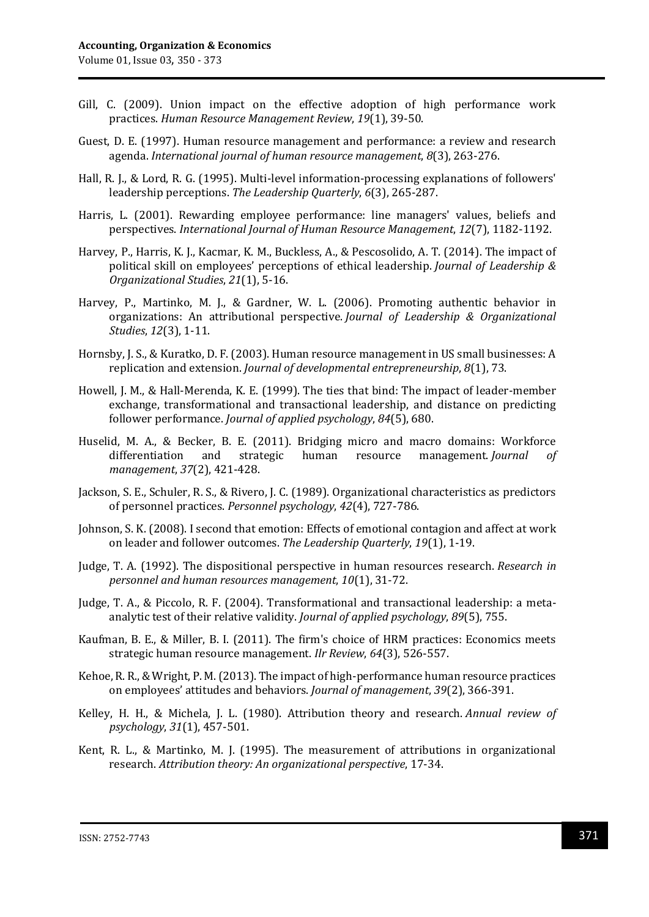Gill, C. (2009). Union impact on the effective adoption of high performance work practices. *Human Resource Management Review*, *19*(1), 39-50.

Guest, D. E. (1997). Human resource management and performance: a review and research agenda. *International journal of human resource management*, *8*(3), 263-276.

Hall, R. J., & Lord, R. G. (1995). Multi-level information-processing explanations of followers' leadership perceptions. *The Leadership Quarterly*, *6*(3), 265-287.

Harris, L. (2001). Rewarding employee performance: line managers' values, beliefs and perspectives. *International Journal of Human Resource Management*, *12*(7), 1182-1192.

Harvey, P., Harris, K. J., Kacmar, K. M., Buckless, A., & Pescosolido, A. T. (2014). The impact of political skill on employees' perceptions of ethical leadership. *Journal of Leadership & Organizational Studies*, *21*(1), 5-16.

Harvey, P., Martinko, M. J., & Gardner, W. L. (2006). Promoting authentic behavior in organizations: An attributional perspective. *Journal of Leadership & Organizational Studies*, *12*(3), 1-11.

Hornsby, J. S., & Kuratko, D. F. (2003). Human resource management in US small businesses: A replication and extension. *Journal of developmental entrepreneurship*, *8*(1), 73.

Howell, J. M., & Hall-Merenda, K. E. (1999). The ties that bind: The impact of leader-member exchange, transformational and transactional leadership, and distance on predicting follower performance. *Journal of applied psychology*, *84*(5), 680.

Huselid, M. A., & Becker, B. E. (2011). Bridging micro and macro domains: Workforce differentiation and strategic human resource management. *Journal of management*, *37*(2), 421-428.

Jackson, S. E., Schuler, R. S., & Rivero, J. C. (1989). Organizational characteristics as predictors of personnel practices. *Personnel psychology*, *42*(4), 727-786.

Johnson, S. K. (2008). I second that emotion: Effects of emotional contagion and affect at work on leader and follower outcomes. *The Leadership Quarterly*, *19*(1), 1-19.

Judge, T. A. (1992). The dispositional perspective in human resources research. *Research in personnel and human resources management*, *10*(1), 31-72.

Judge, T. A., & Piccolo, R. F. (2004). Transformational and transactional leadership: a meta-analytic test of their relative validity. *Journal of applied psychology*, *89*(5), 755.

Kaufman, B. E., & Miller, B. I. (2011). The firm's choice of HRM practices: Economics meets strategic human resource management. *Ilr Review*, *64*(3), 526-557.

Kehoe, R. R., & Wright, P. M. (2013). The impact of high-performance human resource practices on employees' attitudes and behaviors. *Journal of management*, *39*(2), 366-391.

Kelley, H. H., & Michela, J. L. (1980). Attribution theory and research. *Annual review of psychology*, *31*(1), 457-501.

Kent, R. L., & Martinko, M. J. (1995). The measurement of attributions in organizational research. *Attribution theory: An organizational perspective*, 17-34.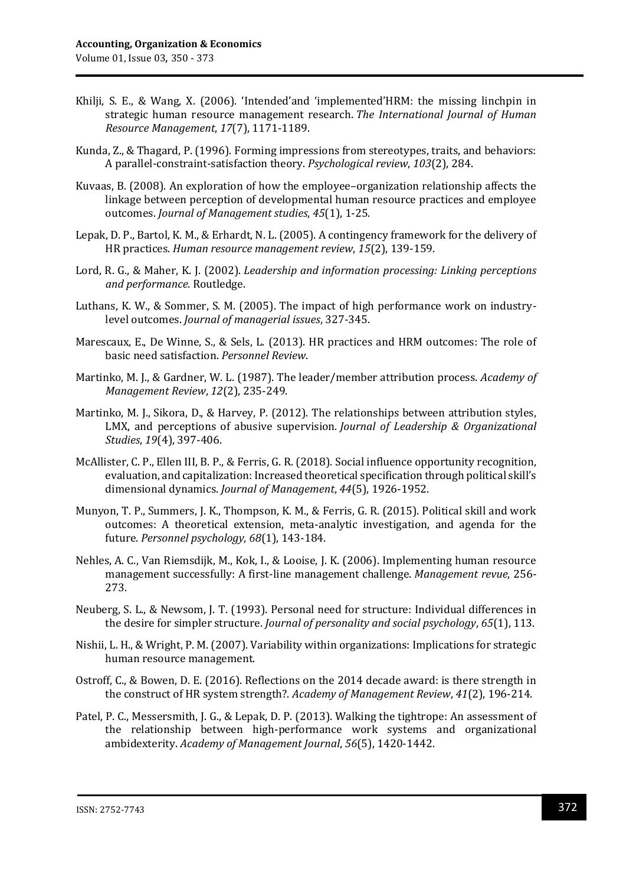Khilji, S. E., & Wang, X. (2006). 'Intended'and 'implemented'HRM: the missing linchpin in strategic human resource management research. *The International Journal of Human Resource Management*, *17*(7), 1171-1189.

Kunda, Z., & Thagard, P. (1996). Forming impressions from stereotypes, traits, and behaviors: A parallel-constraint-satisfaction theory. *Psychological review*, *103*(2), 284.

Kuvaas, B. (2008). An exploration of how the employee–organization relationship affects the linkage between perception of developmental human resource practices and employee outcomes. *Journal of Management studies*, *45*(1), 1-25.

Lepak, D. P., Bartol, K. M., & Erhardt, N. L. (2005). A contingency framework for the delivery of HR practices. *Human resource management review*, *15*(2), 139-159.

Lord, R. G., & Maher, K. J. (2002). *Leadership and information processing: Linking perceptions and performance*. Routledge.

Luthans, K. W., & Sommer, S. M. (2005). The impact of high performance work on industry-level outcomes. *Journal of managerial issues*, 327-345.

Marescaux, E., De Winne, S., & Sels, L. (2013). HR practices and HRM outcomes: The role of basic need satisfaction. *Personnel Review*.

Martinko, M. J., & Gardner, W. L. (1987). The leader/member attribution process. *Academy of Management Review*, *12*(2), 235-249.

Martinko, M. J., Sikora, D., & Harvey, P. (2012). The relationships between attribution styles, LMX, and perceptions of abusive supervision. *Journal of Leadership & Organizational Studies*, *19*(4), 397-406.

McAllister, C. P., Ellen III, B. P., & Ferris, G. R. (2018). Social influence opportunity recognition, evaluation, and capitalization: Increased theoretical specification through political skill's dimensional dynamics. *Journal of Management*, *44*(5), 1926-1952.

Munyon, T. P., Summers, J. K., Thompson, K. M., & Ferris, G. R. (2015). Political skill and work outcomes: A theoretical extension, meta-analytic investigation, and agenda for the future. *Personnel psychology*, *68*(1), 143-184.

Nehles, A. C., Van Riemsdijk, M., Kok, I., & Looise, J. K. (2006). Implementing human resource management successfully: A first-line management challenge. *Management revue*, 256-273.

Neuberg, S. L., & Newsom, J. T. (1993). Personal need for structure: Individual differences in the desire for simpler structure. *Journal of personality and social psychology*, *65*(1), 113.

Nishii, L. H., & Wright, P. M. (2007). Variability within organizations: Implications for strategic human resource management.

Ostroff, C., & Bowen, D. E. (2016). Reflections on the 2014 decade award: is there strength in the construct of HR system strength?. *Academy of Management Review*, *41*(2), 196-214.

Patel, P. C., Messersmith, J. G., & Lepak, D. P. (2013). Walking the tightrope: An assessment of the relationship between high-performance work systems and organizational ambidexterity. *Academy of Management Journal*, *56*(5), 1420-1442.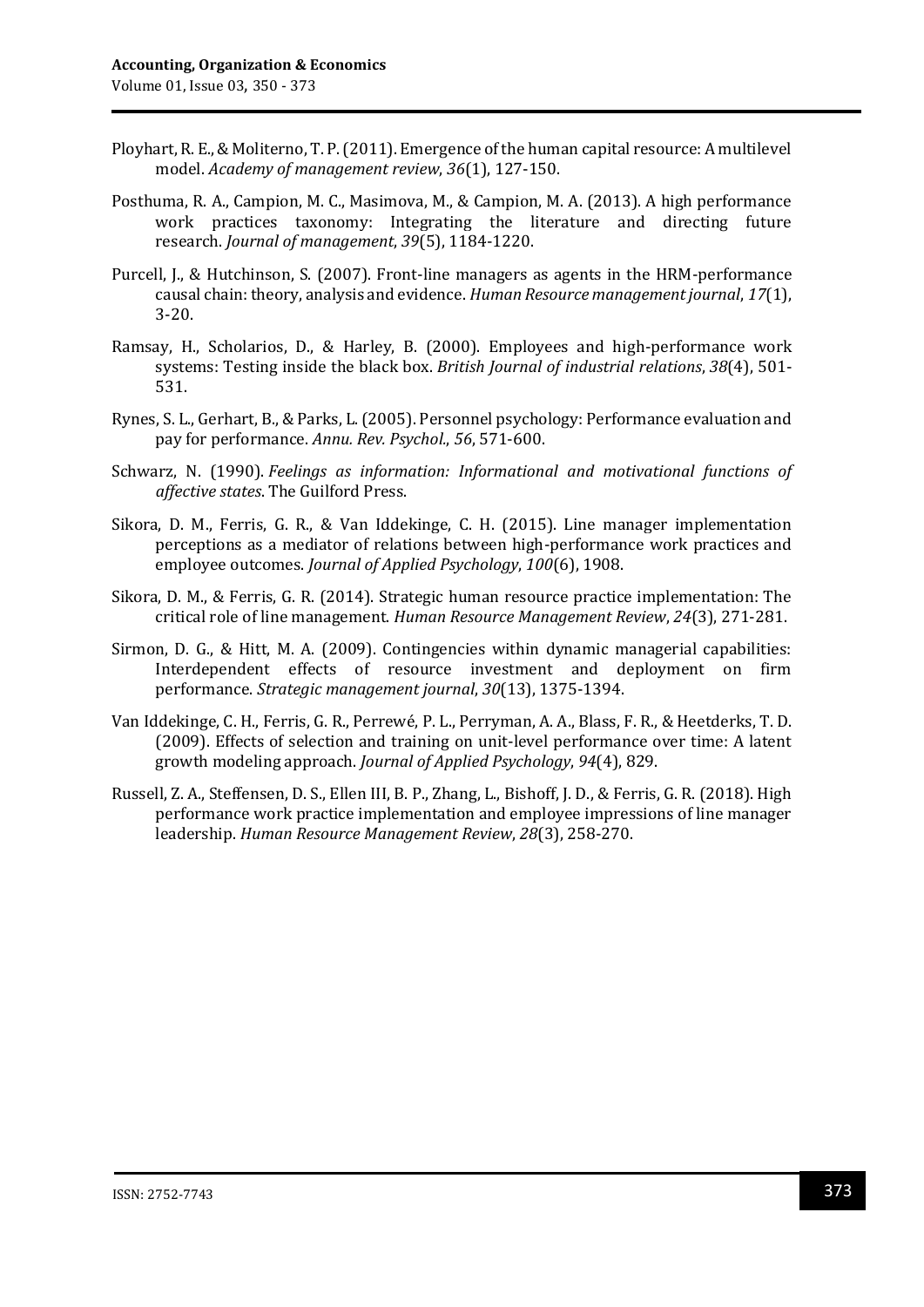Ployhart, R. E., & Moliterno, T. P. (2011). Emergence of the human capital resource: A multilevel model. *Academy of management review*, *36*(1), 127-150.

Posthuma, R. A., Campion, M. C., Masimova, M., & Campion, M. A. (2013). A high performance work practices taxonomy: Integrating the literature and directing future research. *Journal of management*, *39*(5), 1184-1220.

Purcell, J., & Hutchinson, S. (2007). Front-line managers as agents in the HRM-performance causal chain: theory, analysis and evidence. *Human Resource management journal*, *17*(1), 3-20.

Ramsay, H., Scholarios, D., & Harley, B. (2000). Employees and high-performance work systems: Testing inside the black box. *British Journal of industrial relations*, *38*(4), 501-531.

Rynes, S. L., Gerhart, B., & Parks, L. (2005). Personnel psychology: Performance evaluation and pay for performance. *Annu. Rev. Psychol.*, *56*, 571-600.

Schwarz, N. (1990). *Feelings as information: Informational and motivational functions of affective states*. The Guilford Press.

Sikora, D. M., Ferris, G. R., & Van Iddekinge, C. H. (2015). Line manager implementation perceptions as a mediator of relations between high-performance work practices and employee outcomes. *Journal of Applied Psychology*, *100*(6), 1908.

Sikora, D. M., & Ferris, G. R. (2014). Strategic human resource practice implementation: The critical role of line management. *Human Resource Management Review*, *24*(3), 271-281.

Sirmon, D. G., & Hitt, M. A. (2009). Contingencies within dynamic managerial capabilities: Interdependent effects of resource investment and deployment on firm performance. *Strategic management journal*, *30*(13), 1375-1394.

Van Iddekinge, C. H., Ferris, G. R., Perrewé, P. L., Perryman, A. A., Blass, F. R., & Heetderks, T. D. (2009). Effects of selection and training on unit-level performance over time: A latent growth modeling approach. *Journal of Applied Psychology*, *94*(4), 829.

Russell, Z. A., Steffensen, D. S., Ellen III, B. P., Zhang, L., Bishoff, J. D., & Ferris, G. R. (2018). High performance work practice implementation and employee impressions of line manager leadership. *Human Resource Management Review*, *28*(3), 258-270.